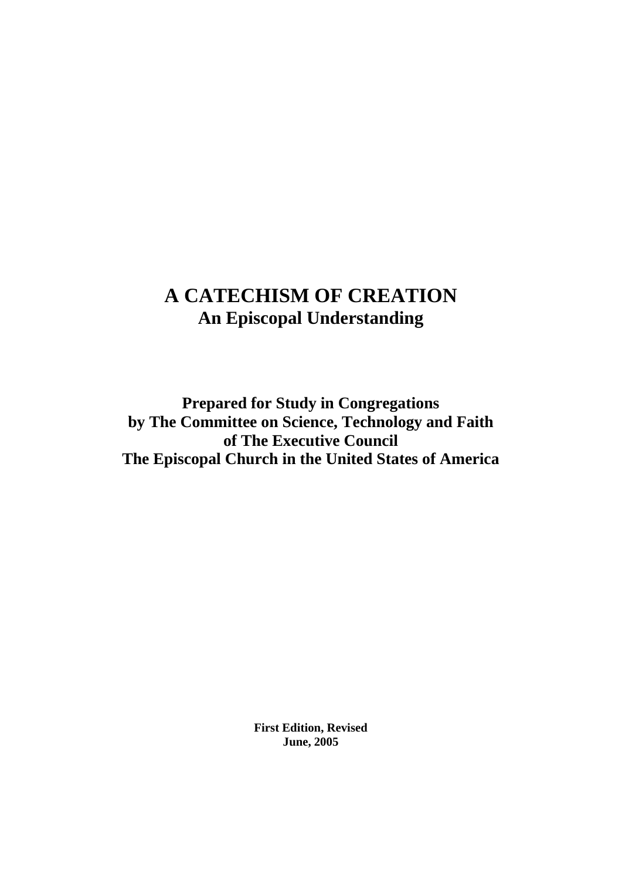# A CATECHISM OF CREATION

## An Episcopal Understanding

**Prepared for Study in Congregations**
**by The Committee on Science, Technology and Faith**
**of The Executive Council**
**The Episcopal Church in the United States of America**

**First Edition, Revised**
**June, 2005**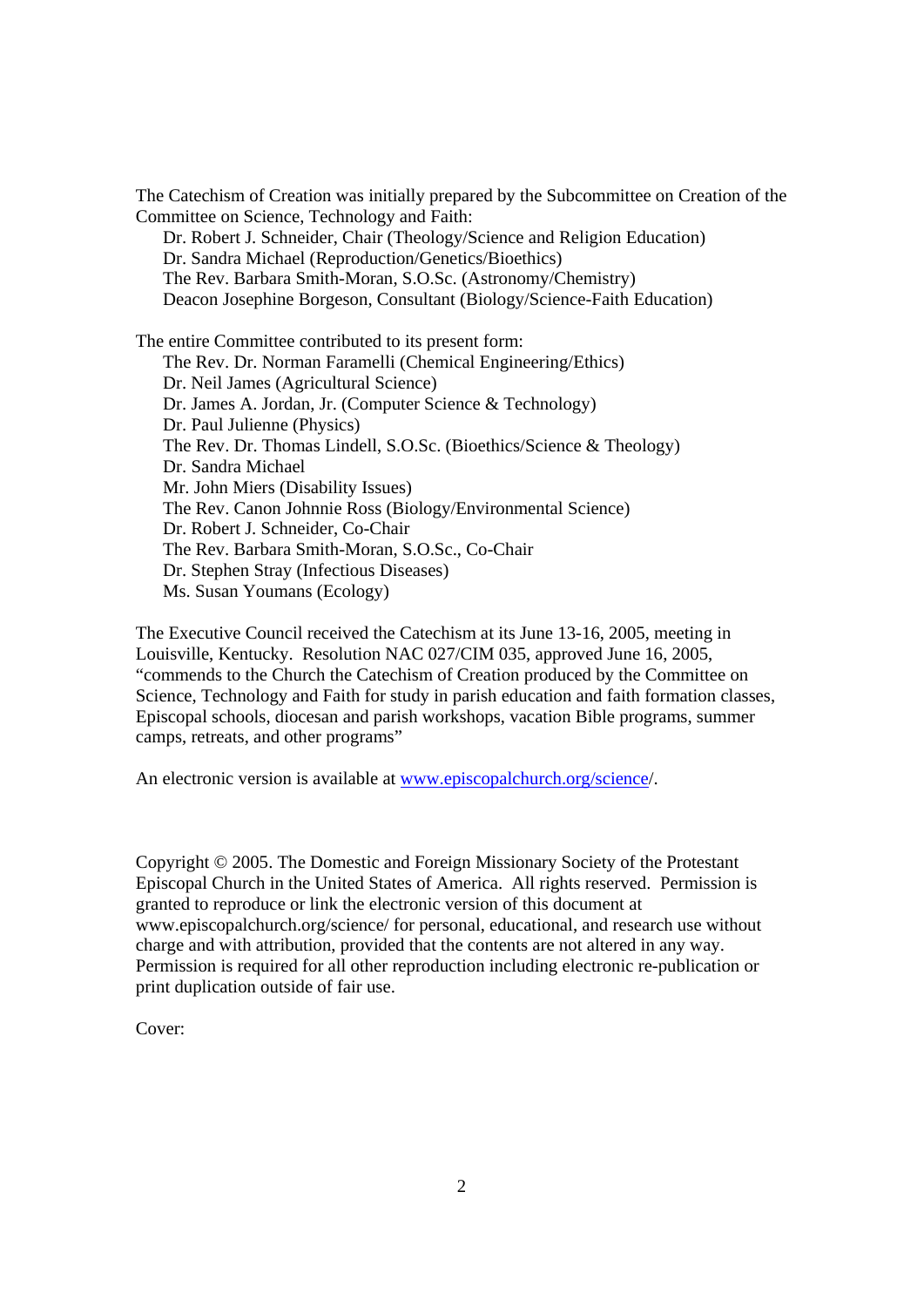The Catechism of Creation was initially prepared by the Subcommittee on Creation of the Committee on Science, Technology and Faith:

Dr. Robert J. Schneider, Chair (Theology/Science and Religion Education)
Dr. Sandra Michael (Reproduction/Genetics/Bioethics)
The Rev. Barbara Smith-Moran, S.O.Sc. (Astronomy/Chemistry)
Deacon Josephine Borgeson, Consultant (Biology/Science-Faith Education)

The entire Committee contributed to its present form:

The Rev. Dr. Norman Faramelli (Chemical Engineering/Ethics)
Dr. Neil James (Agricultural Science)
Dr. James A. Jordan, Jr. (Computer Science & Technology)
Dr. Paul Julienne (Physics)
The Rev. Dr. Thomas Lindell, S.O.Sc. (Bioethics/Science & Theology)
Dr. Sandra Michael
Mr. John Miers (Disability Issues)
The Rev. Canon Johnnie Ross (Biology/Environmental Science)
Dr. Robert J. Schneider, Co-Chair
The Rev. Barbara Smith-Moran, S.O.Sc., Co-Chair
Dr. Stephen Stray (Infectious Diseases)
Ms. Susan Youmans (Ecology)

The Executive Council received the Catechism at its June 13-16, 2005, meeting in Louisville, Kentucky. Resolution NAC 027/CIM 035, approved June 16, 2005, "commends to the Church the Catechism of Creation produced by the Committee on Science, Technology and Faith for study in parish education and faith formation classes, Episcopal schools, diocesan and parish workshops, vacation Bible programs, summer camps, retreats, and other programs"

An electronic version is available at www.episcopalchurch.org/science/.

Copyright © 2005. The Domestic and Foreign Missionary Society of the Protestant Episcopal Church in the United States of America. All rights reserved. Permission is granted to reproduce or link the electronic version of this document at www.episcopalchurch.org/science/ for personal, educational, and research use without charge and with attribution, provided that the contents are not altered in any way. Permission is required for all other reproduction including electronic re-publication or print duplication outside of fair use.

Cover: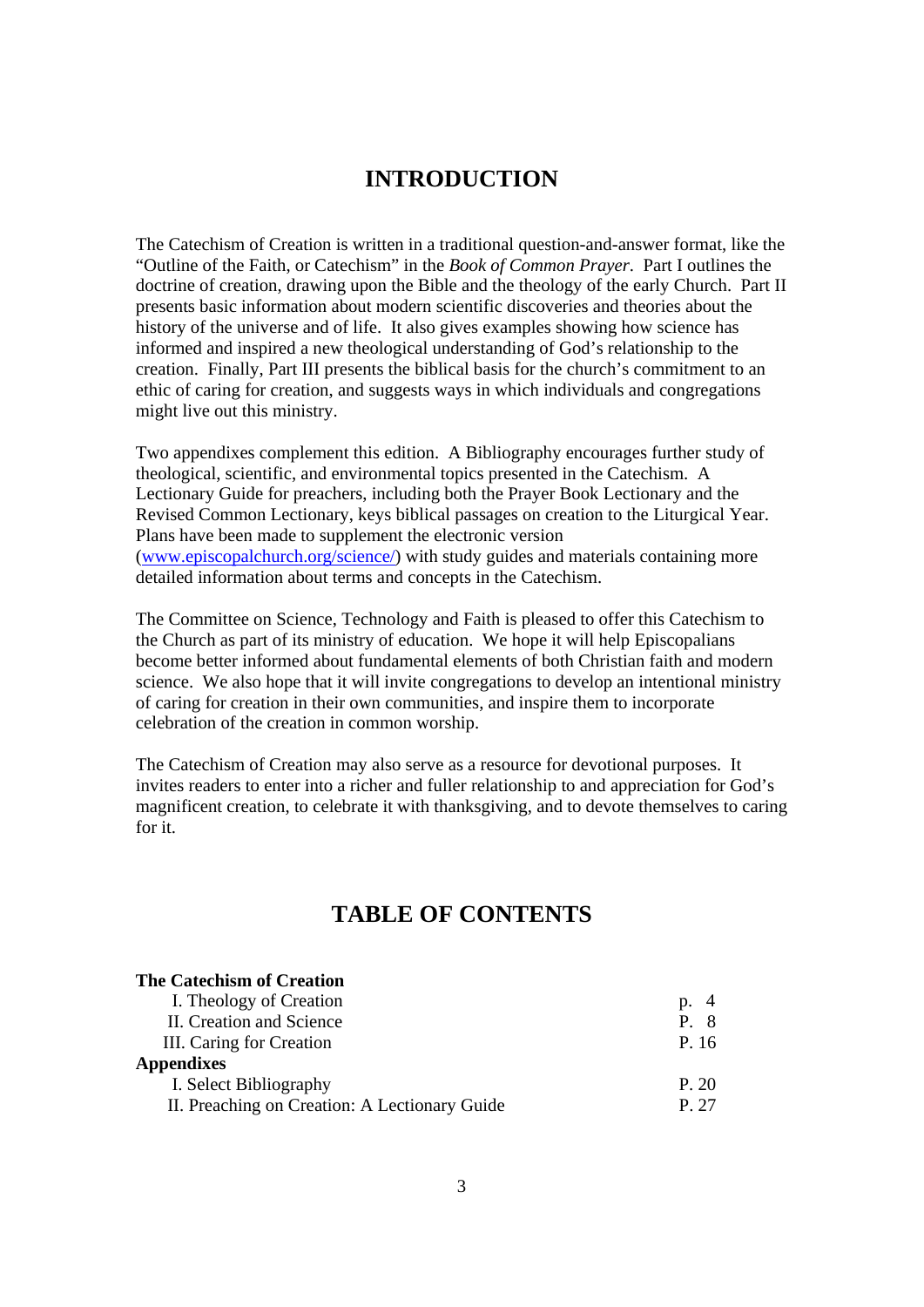# INTRODUCTION

The Catechism of Creation is written in a traditional question-and-answer format, like the "Outline of the Faith, or Catechism" in the *Book of Common Prayer*. Part I outlines the doctrine of creation, drawing upon the Bible and the theology of the early Church. Part II presents basic information about modern scientific discoveries and theories about the history of the universe and of life. It also gives examples showing how science has informed and inspired a new theological understanding of God's relationship to the creation. Finally, Part III presents the biblical basis for the church's commitment to an ethic of caring for creation, and suggests ways in which individuals and congregations might live out this ministry.

Two appendixes complement this edition. A Bibliography encourages further study of theological, scientific, and environmental topics presented in the Catechism. A Lectionary Guide for preachers, including both the Prayer Book Lectionary and the Revised Common Lectionary, keys biblical passages on creation to the Liturgical Year. Plans have been made to supplement the electronic version (www.episcopalchurch.org/science/) with study guides and materials containing more detailed information about terms and concepts in the Catechism.

The Committee on Science, Technology and Faith is pleased to offer this Catechism to the Church as part of its ministry of education. We hope it will help Episcopalians become better informed about fundamental elements of both Christian faith and modern science. We also hope that it will invite congregations to develop an intentional ministry of caring for creation in their own communities, and inspire them to incorporate celebration of the creation in common worship.

The Catechism of Creation may also serve as a resource for devotional purposes. It invites readers to enter into a richer and fuller relationship to and appreciation for God's magnificent creation, to celebrate it with thanksgiving, and to devote themselves to caring for it.

# TABLE OF CONTENTS

| | |
|---|---|
| **The Catechism of Creation** | |
| I. Theology of Creation | p. 4 |
| II. Creation and Science | P. 8 |
| III. Caring for Creation | P. 16 |
| **Appendixes** | |
| I. Select Bibliography | P. 20 |
| II. Preaching on Creation: A Lectionary Guide | P. 27 |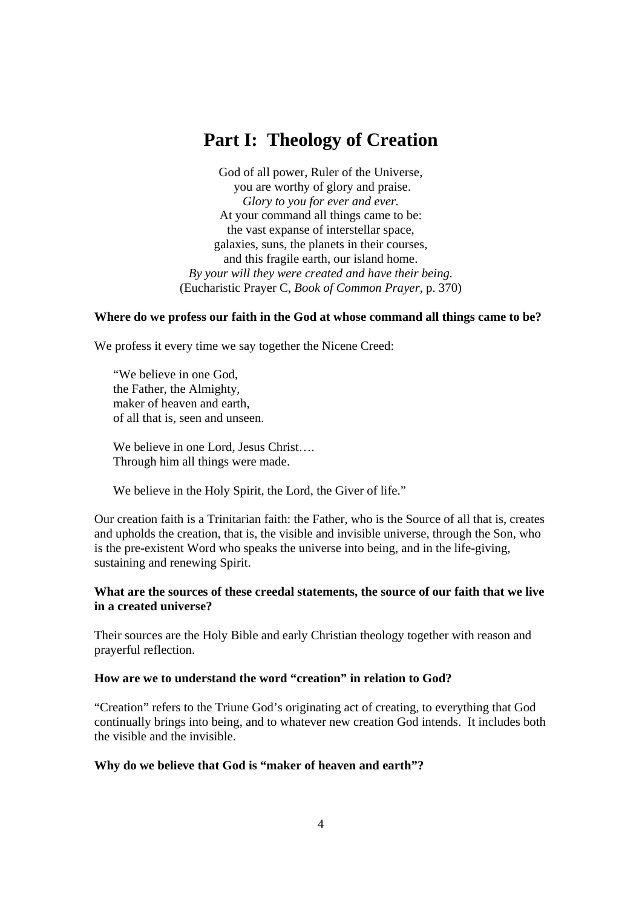# Part I: Theology of Creation

God of all power, Ruler of the Universe,  
you are worthy of glory and praise.  
*Glory to you for ever and ever.*  
At your command all things came to be:  
the vast expanse of interstellar space,  
galaxies, suns, the planets in their courses,  
and this fragile earth, our island home.  
*By your will they were created and have their being.*  
(Eucharistic Prayer C, *Book of Common Prayer*, p. 370)

**Where do we profess our faith in the God at whose command all things came to be?**

We profess it every time we say together the Nicene Creed:

> "We believe in one God,  
> the Father, the Almighty,  
> maker of heaven and earth,  
> of all that is, seen and unseen.
>
> We believe in one Lord, Jesus Christ….  
> Through him all things were made.
>
> We believe in the Holy Spirit, the Lord, the Giver of life."

Our creation faith is a Trinitarian faith: the Father, who is the Source of all that is, creates and upholds the creation, that is, the visible and invisible universe, through the Son, who is the pre-existent Word who speaks the universe into being, and in the life-giving, sustaining and renewing Spirit.

**What are the sources of these creedal statements, the source of our faith that we live in a created universe?**

Their sources are the Holy Bible and early Christian theology together with reason and prayerful reflection.

**How are we to understand the word "creation" in relation to God?**

"Creation" refers to the Triune God's originating act of creating, to everything that God continually brings into being, and to whatever new creation God intends. It includes both the visible and the invisible.

**Why do we believe that God is "maker of heaven and earth"?**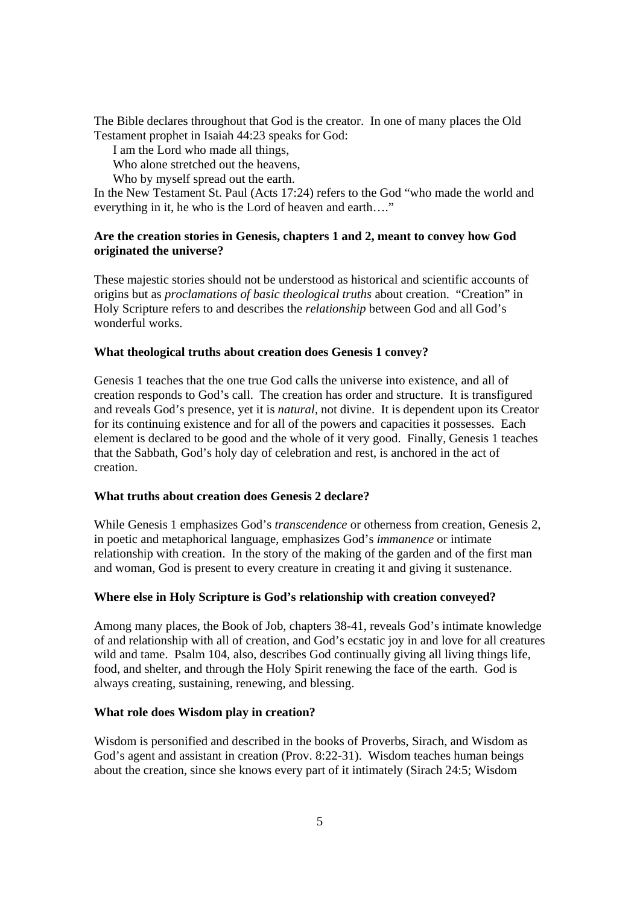The Bible declares throughout that God is the creator. In one of many places the Old Testament prophet in Isaiah 44:23 speaks for God:

I am the Lord who made all things,  
Who alone stretched out the heavens,  
Who by myself spread out the earth.

In the New Testament St. Paul (Acts 17:24) refers to the God "who made the world and everything in it, he who is the Lord of heaven and earth…."

**Are the creation stories in Genesis, chapters 1 and 2, meant to convey how God originated the universe?**

These majestic stories should not be understood as historical and scientific accounts of origins but as *proclamations of basic theological truths* about creation. "Creation" in Holy Scripture refers to and describes the *relationship* between God and all God's wonderful works.

**What theological truths about creation does Genesis 1 convey?**

Genesis 1 teaches that the one true God calls the universe into existence, and all of creation responds to God's call. The creation has order and structure. It is transfigured and reveals God's presence, yet it is *natural*, not divine. It is dependent upon its Creator for its continuing existence and for all of the powers and capacities it possesses. Each element is declared to be good and the whole of it very good. Finally, Genesis 1 teaches that the Sabbath, God's holy day of celebration and rest, is anchored in the act of creation.

**What truths about creation does Genesis 2 declare?**

While Genesis 1 emphasizes God's *transcendence* or otherness from creation, Genesis 2, in poetic and metaphorical language, emphasizes God's *immanence* or intimate relationship with creation. In the story of the making of the garden and of the first man and woman, God is present to every creature in creating it and giving it sustenance.

**Where else in Holy Scripture is God's relationship with creation conveyed?**

Among many places, the Book of Job, chapters 38-41, reveals God's intimate knowledge of and relationship with all of creation, and God's ecstatic joy in and love for all creatures wild and tame. Psalm 104, also, describes God continually giving all living things life, food, and shelter, and through the Holy Spirit renewing the face of the earth. God is always creating, sustaining, renewing, and blessing.

**What role does Wisdom play in creation?**

Wisdom is personified and described in the books of Proverbs, Sirach, and Wisdom as God's agent and assistant in creation (Prov. 8:22-31). Wisdom teaches human beings about the creation, since she knows every part of it intimately (Sirach 24:5; Wisdom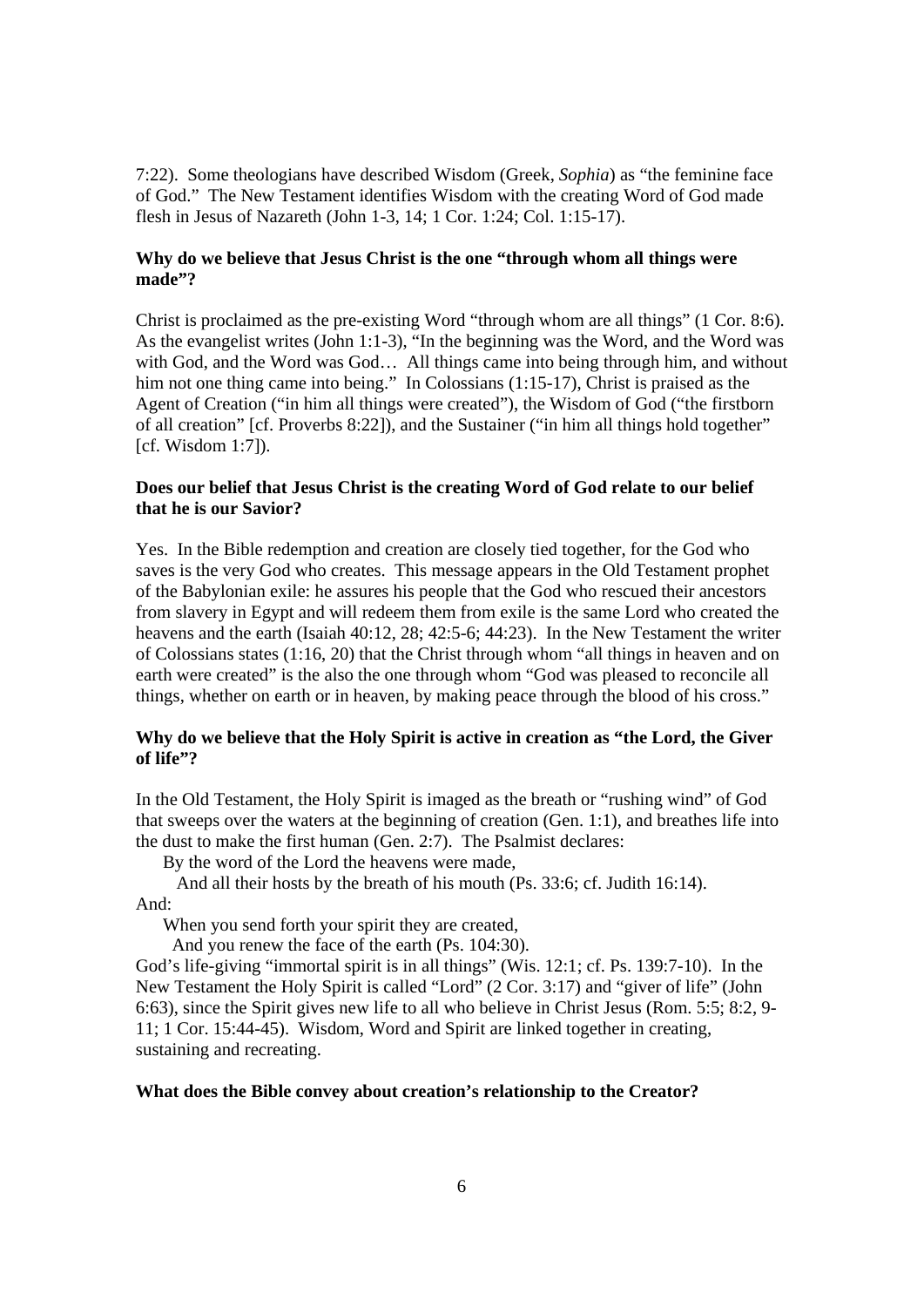7:22). Some theologians have described Wisdom (Greek, *Sophia*) as "the feminine face of God." The New Testament identifies Wisdom with the creating Word of God made flesh in Jesus of Nazareth (John 1-3, 14; 1 Cor. 1:24; Col. 1:15-17).

**Why do we believe that Jesus Christ is the one "through whom all things were made"?**

Christ is proclaimed as the pre-existing Word "through whom are all things" (1 Cor. 8:6). As the evangelist writes (John 1:1-3), "In the beginning was the Word, and the Word was with God, and the Word was God… All things came into being through him, and without him not one thing came into being." In Colossians (1:15-17), Christ is praised as the Agent of Creation ("in him all things were created"), the Wisdom of God ("the firstborn of all creation" [cf. Proverbs 8:22]), and the Sustainer ("in him all things hold together" [cf. Wisdom 1:7]).

**Does our belief that Jesus Christ is the creating Word of God relate to our belief that he is our Savior?**

Yes. In the Bible redemption and creation are closely tied together, for the God who saves is the very God who creates. This message appears in the Old Testament prophet of the Babylonian exile: he assures his people that the God who rescued their ancestors from slavery in Egypt and will redeem them from exile is the same Lord who created the heavens and the earth (Isaiah 40:12, 28; 42:5-6; 44:23). In the New Testament the writer of Colossians states (1:16, 20) that the Christ through whom "all things in heaven and on earth were created" is the also the one through whom "God was pleased to reconcile all things, whether on earth or in heaven, by making peace through the blood of his cross."

**Why do we believe that the Holy Spirit is active in creation as "the Lord, the Giver of life"?**

In the Old Testament, the Holy Spirit is imaged as the breath or "rushing wind" of God that sweeps over the waters at the beginning of creation (Gen. 1:1), and breathes life into the dust to make the first human (Gen. 2:7). The Psalmist declares:

> By the word of the Lord the heavens were made,
> And all their hosts by the breath of his mouth (Ps. 33:6; cf. Judith 16:14).

And:

> When you send forth your spirit they are created,
> And you renew the face of the earth (Ps. 104:30).

God's life-giving "immortal spirit is in all things" (Wis. 12:1; cf. Ps. 139:7-10). In the New Testament the Holy Spirit is called "Lord" (2 Cor. 3:17) and "giver of life" (John 6:63), since the Spirit gives new life to all who believe in Christ Jesus (Rom. 5:5; 8:2, 9-11; 1 Cor. 15:44-45). Wisdom, Word and Spirit are linked together in creating, sustaining and recreating.

**What does the Bible convey about creation's relationship to the Creator?**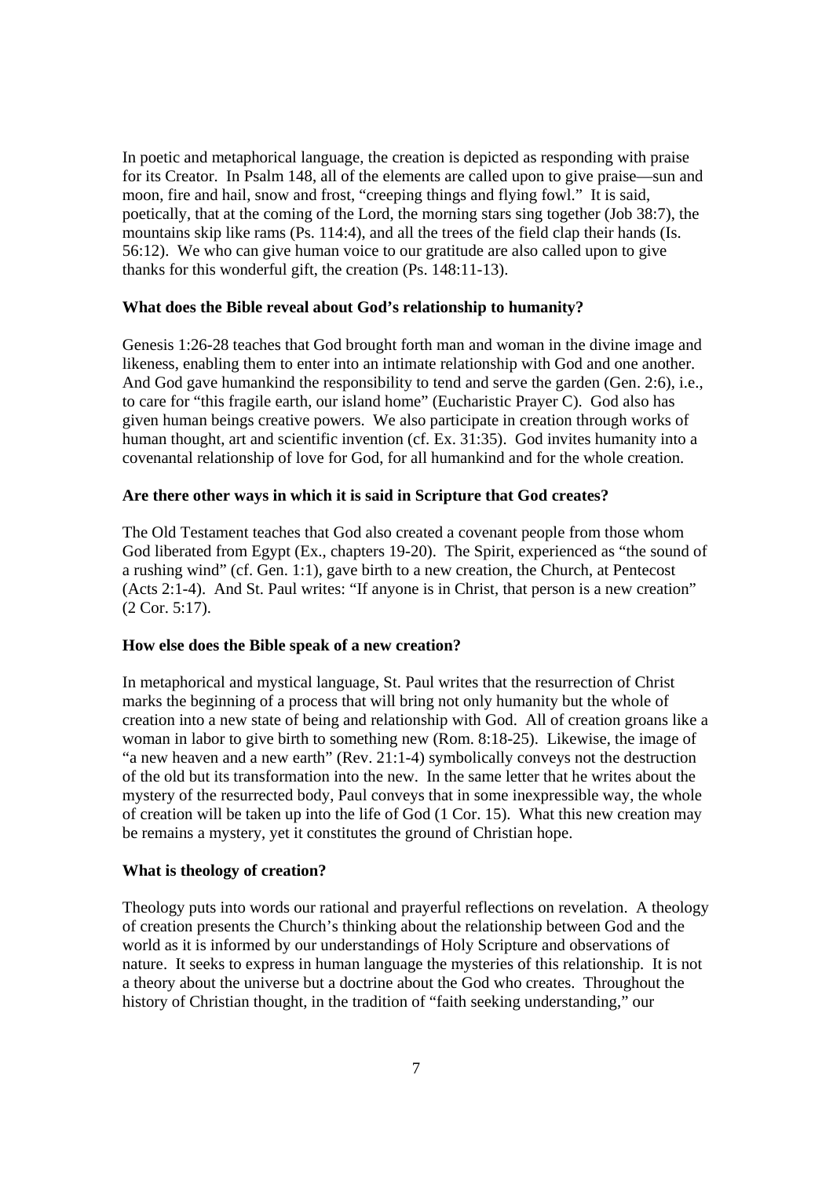In poetic and metaphorical language, the creation is depicted as responding with praise for its Creator. In Psalm 148, all of the elements are called upon to give praise—sun and moon, fire and hail, snow and frost, "creeping things and flying fowl." It is said, poetically, that at the coming of the Lord, the morning stars sing together (Job 38:7), the mountains skip like rams (Ps. 114:4), and all the trees of the field clap their hands (Is. 56:12). We who can give human voice to our gratitude are also called upon to give thanks for this wonderful gift, the creation (Ps. 148:11-13).

**What does the Bible reveal about God's relationship to humanity?**

Genesis 1:26-28 teaches that God brought forth man and woman in the divine image and likeness, enabling them to enter into an intimate relationship with God and one another. And God gave humankind the responsibility to tend and serve the garden (Gen. 2:6), i.e., to care for "this fragile earth, our island home" (Eucharistic Prayer C). God also has given human beings creative powers. We also participate in creation through works of human thought, art and scientific invention (cf. Ex. 31:35). God invites humanity into a covenantal relationship of love for God, for all humankind and for the whole creation.

**Are there other ways in which it is said in Scripture that God creates?**

The Old Testament teaches that God also created a covenant people from those whom God liberated from Egypt (Ex., chapters 19-20). The Spirit, experienced as "the sound of a rushing wind" (cf. Gen. 1:1), gave birth to a new creation, the Church, at Pentecost (Acts 2:1-4). And St. Paul writes: "If anyone is in Christ, that person is a new creation" (2 Cor. 5:17).

**How else does the Bible speak of a new creation?**

In metaphorical and mystical language, St. Paul writes that the resurrection of Christ marks the beginning of a process that will bring not only humanity but the whole of creation into a new state of being and relationship with God. All of creation groans like a woman in labor to give birth to something new (Rom. 8:18-25). Likewise, the image of "a new heaven and a new earth" (Rev. 21:1-4) symbolically conveys not the destruction of the old but its transformation into the new. In the same letter that he writes about the mystery of the resurrected body, Paul conveys that in some inexpressible way, the whole of creation will be taken up into the life of God (1 Cor. 15). What this new creation may be remains a mystery, yet it constitutes the ground of Christian hope.

**What is theology of creation?**

Theology puts into words our rational and prayerful reflections on revelation. A theology of creation presents the Church's thinking about the relationship between God and the world as it is informed by our understandings of Holy Scripture and observations of nature. It seeks to express in human language the mysteries of this relationship. It is not a theory about the universe but a doctrine about the God who creates. Throughout the history of Christian thought, in the tradition of "faith seeking understanding," our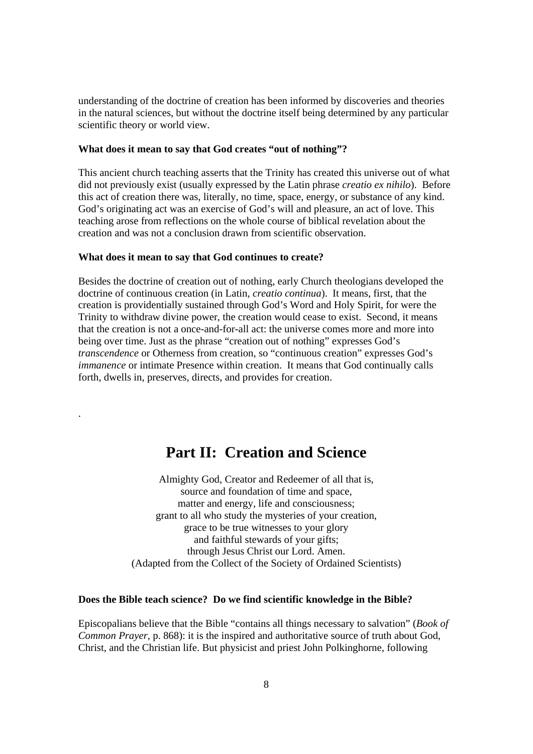understanding of the doctrine of creation has been informed by discoveries and theories in the natural sciences, but without the doctrine itself being determined by any particular scientific theory or world view.

**What does it mean to say that God creates "out of nothing"?**

This ancient church teaching asserts that the Trinity has created this universe out of what did not previously exist (usually expressed by the Latin phrase *creatio ex nihilo*). Before this act of creation there was, literally, no time, space, energy, or substance of any kind. God's originating act was an exercise of God's will and pleasure, an act of love. This teaching arose from reflections on the whole course of biblical revelation about the creation and was not a conclusion drawn from scientific observation.

**What does it mean to say that God continues to create?**

Besides the doctrine of creation out of nothing, early Church theologians developed the doctrine of continuous creation (in Latin, *creatio continua*). It means, first, that the creation is providentially sustained through God's Word and Holy Spirit, for were the Trinity to withdraw divine power, the creation would cease to exist. Second, it means that the creation is not a once-and-for-all act: the universe comes more and more into being over time. Just as the phrase "creation out of nothing" expresses God's *transcendence* or Otherness from creation, so "continuous creation" expresses God's *immanence* or intimate Presence within creation. It means that God continually calls forth, dwells in, preserves, directs, and provides for creation.

.

# Part II: Creation and Science

Almighty God, Creator and Redeemer of all that is,
source and foundation of time and space,
matter and energy, life and consciousness;
grant to all who study the mysteries of your creation,
grace to be true witnesses to your glory
and faithful stewards of your gifts;
through Jesus Christ our Lord. Amen.
(Adapted from the Collect of the Society of Ordained Scientists)

**Does the Bible teach science? Do we find scientific knowledge in the Bible?**

Episcopalians believe that the Bible "contains all things necessary to salvation" (*Book of Common Prayer*, p. 868): it is the inspired and authoritative source of truth about God, Christ, and the Christian life. But physicist and priest John Polkinghorne, following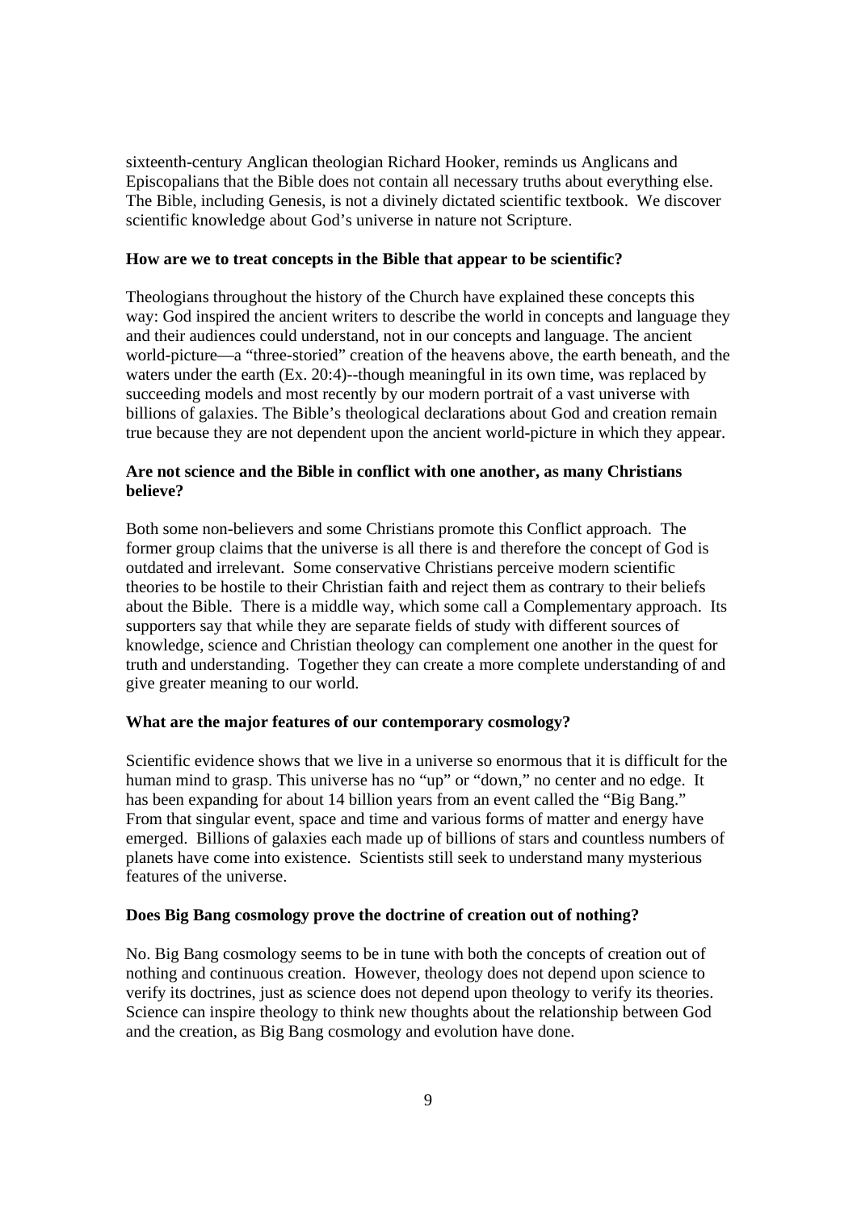sixteenth-century Anglican theologian Richard Hooker, reminds us Anglicans and Episcopalians that the Bible does not contain all necessary truths about everything else. The Bible, including Genesis, is not a divinely dictated scientific textbook. We discover scientific knowledge about God's universe in nature not Scripture.

**How are we to treat concepts in the Bible that appear to be scientific?**

Theologians throughout the history of the Church have explained these concepts this way: God inspired the ancient writers to describe the world in concepts and language they and their audiences could understand, not in our concepts and language. The ancient world-picture—a "three-storied" creation of the heavens above, the earth beneath, and the waters under the earth (Ex. 20:4)--though meaningful in its own time, was replaced by succeeding models and most recently by our modern portrait of a vast universe with billions of galaxies. The Bible's theological declarations about God and creation remain true because they are not dependent upon the ancient world-picture in which they appear.

**Are not science and the Bible in conflict with one another, as many Christians believe?**

Both some non-believers and some Christians promote this Conflict approach. The former group claims that the universe is all there is and therefore the concept of God is outdated and irrelevant. Some conservative Christians perceive modern scientific theories to be hostile to their Christian faith and reject them as contrary to their beliefs about the Bible. There is a middle way, which some call a Complementary approach. Its supporters say that while they are separate fields of study with different sources of knowledge, science and Christian theology can complement one another in the quest for truth and understanding. Together they can create a more complete understanding of and give greater meaning to our world.

**What are the major features of our contemporary cosmology?**

Scientific evidence shows that we live in a universe so enormous that it is difficult for the human mind to grasp. This universe has no "up" or "down," no center and no edge. It has been expanding for about 14 billion years from an event called the "Big Bang." From that singular event, space and time and various forms of matter and energy have emerged. Billions of galaxies each made up of billions of stars and countless numbers of planets have come into existence. Scientists still seek to understand many mysterious features of the universe.

**Does Big Bang cosmology prove the doctrine of creation out of nothing?**

No. Big Bang cosmology seems to be in tune with both the concepts of creation out of nothing and continuous creation. However, theology does not depend upon science to verify its doctrines, just as science does not depend upon theology to verify its theories. Science can inspire theology to think new thoughts about the relationship between God and the creation, as Big Bang cosmology and evolution have done.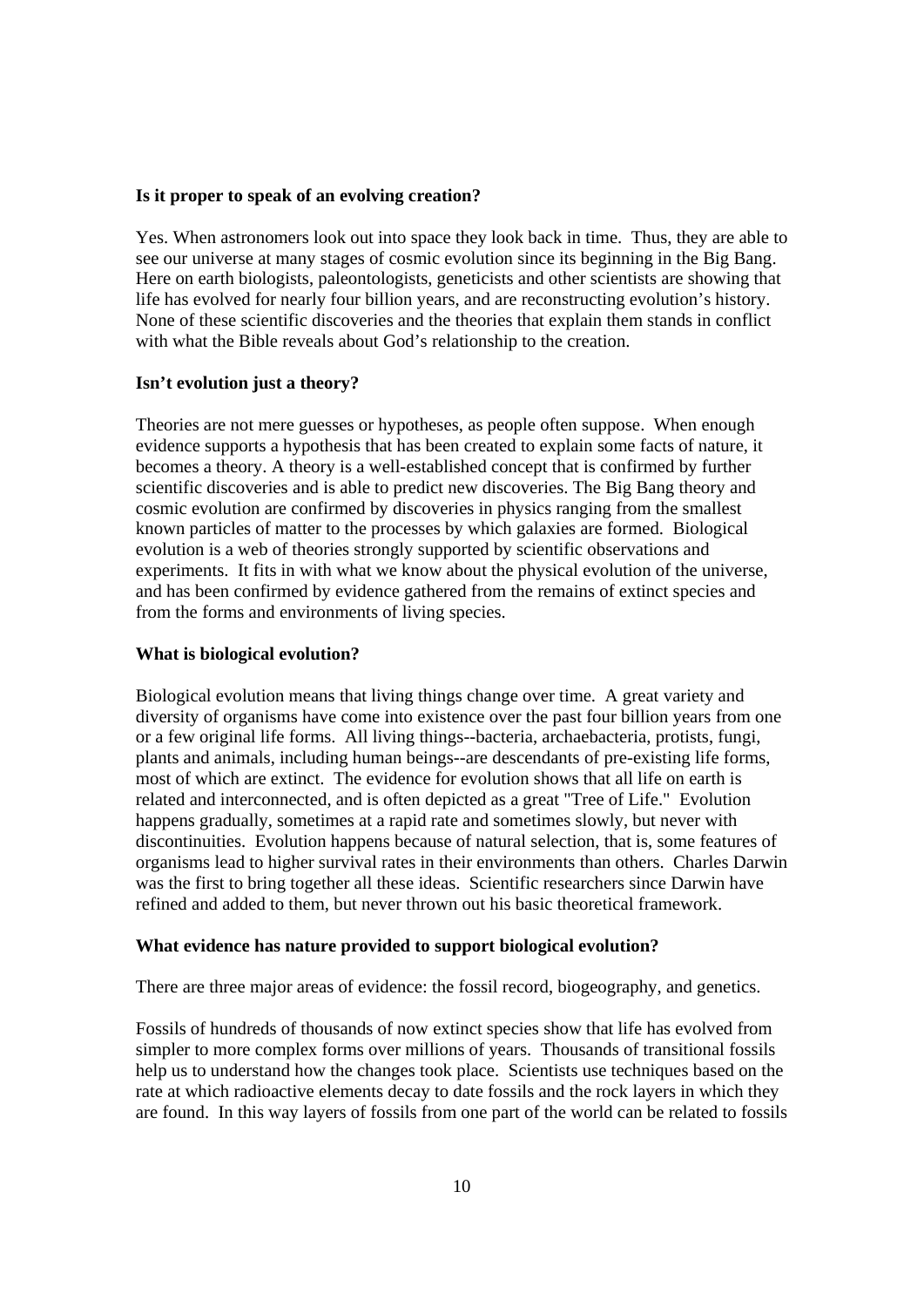**Is it proper to speak of an evolving creation?**

Yes. When astronomers look out into space they look back in time. Thus, they are able to see our universe at many stages of cosmic evolution since its beginning in the Big Bang. Here on earth biologists, paleontologists, geneticists and other scientists are showing that life has evolved for nearly four billion years, and are reconstructing evolution's history. None of these scientific discoveries and the theories that explain them stands in conflict with what the Bible reveals about God's relationship to the creation.

**Isn't evolution just a theory?**

Theories are not mere guesses or hypotheses, as people often suppose. When enough evidence supports a hypothesis that has been created to explain some facts of nature, it becomes a theory. A theory is a well-established concept that is confirmed by further scientific discoveries and is able to predict new discoveries. The Big Bang theory and cosmic evolution are confirmed by discoveries in physics ranging from the smallest known particles of matter to the processes by which galaxies are formed. Biological evolution is a web of theories strongly supported by scientific observations and experiments. It fits in with what we know about the physical evolution of the universe, and has been confirmed by evidence gathered from the remains of extinct species and from the forms and environments of living species.

**What is biological evolution?**

Biological evolution means that living things change over time. A great variety and diversity of organisms have come into existence over the past four billion years from one or a few original life forms. All living things--bacteria, archaebacteria, protists, fungi, plants and animals, including human beings--are descendants of pre-existing life forms, most of which are extinct. The evidence for evolution shows that all life on earth is related and interconnected, and is often depicted as a great "Tree of Life." Evolution happens gradually, sometimes at a rapid rate and sometimes slowly, but never with discontinuities. Evolution happens because of natural selection, that is, some features of organisms lead to higher survival rates in their environments than others. Charles Darwin was the first to bring together all these ideas. Scientific researchers since Darwin have refined and added to them, but never thrown out his basic theoretical framework.

**What evidence has nature provided to support biological evolution?**

There are three major areas of evidence: the fossil record, biogeography, and genetics.

Fossils of hundreds of thousands of now extinct species show that life has evolved from simpler to more complex forms over millions of years. Thousands of transitional fossils help us to understand how the changes took place. Scientists use techniques based on the rate at which radioactive elements decay to date fossils and the rock layers in which they are found. In this way layers of fossils from one part of the world can be related to fossils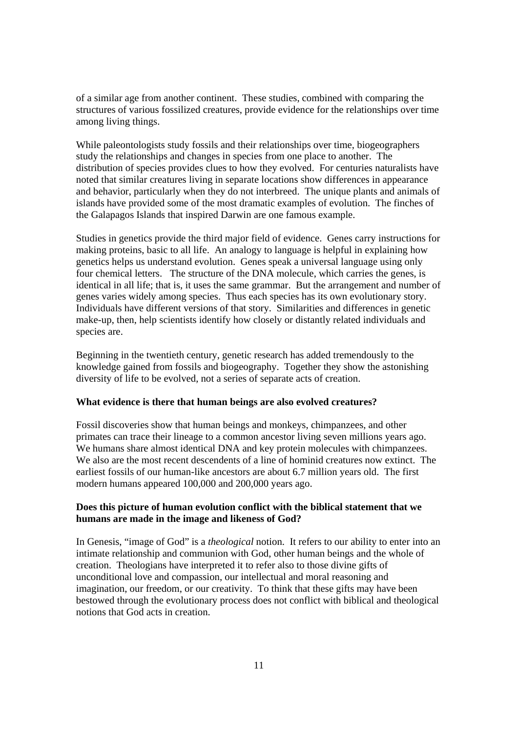of a similar age from another continent. These studies, combined with comparing the structures of various fossilized creatures, provide evidence for the relationships over time among living things.

While paleontologists study fossils and their relationships over time, biogeographers study the relationships and changes in species from one place to another. The distribution of species provides clues to how they evolved. For centuries naturalists have noted that similar creatures living in separate locations show differences in appearance and behavior, particularly when they do not interbreed. The unique plants and animals of islands have provided some of the most dramatic examples of evolution. The finches of the Galapagos Islands that inspired Darwin are one famous example.

Studies in genetics provide the third major field of evidence. Genes carry instructions for making proteins, basic to all life. An analogy to language is helpful in explaining how genetics helps us understand evolution. Genes speak a universal language using only four chemical letters. The structure of the DNA molecule, which carries the genes, is identical in all life; that is, it uses the same grammar. But the arrangement and number of genes varies widely among species. Thus each species has its own evolutionary story. Individuals have different versions of that story. Similarities and differences in genetic make-up, then, help scientists identify how closely or distantly related individuals and species are.

Beginning in the twentieth century, genetic research has added tremendously to the knowledge gained from fossils and biogeography. Together they show the astonishing diversity of life to be evolved, not a series of separate acts of creation.

**What evidence is there that human beings are also evolved creatures?**

Fossil discoveries show that human beings and monkeys, chimpanzees, and other primates can trace their lineage to a common ancestor living seven millions years ago. We humans share almost identical DNA and key protein molecules with chimpanzees. We also are the most recent descendents of a line of hominid creatures now extinct. The earliest fossils of our human-like ancestors are about 6.7 million years old. The first modern humans appeared 100,000 and 200,000 years ago.

**Does this picture of human evolution conflict with the biblical statement that we humans are made in the image and likeness of God?**

In Genesis, "image of God" is a *theological* notion. It refers to our ability to enter into an intimate relationship and communion with God, other human beings and the whole of creation. Theologians have interpreted it to refer also to those divine gifts of unconditional love and compassion, our intellectual and moral reasoning and imagination, our freedom, or our creativity. To think that these gifts may have been bestowed through the evolutionary process does not conflict with biblical and theological notions that God acts in creation.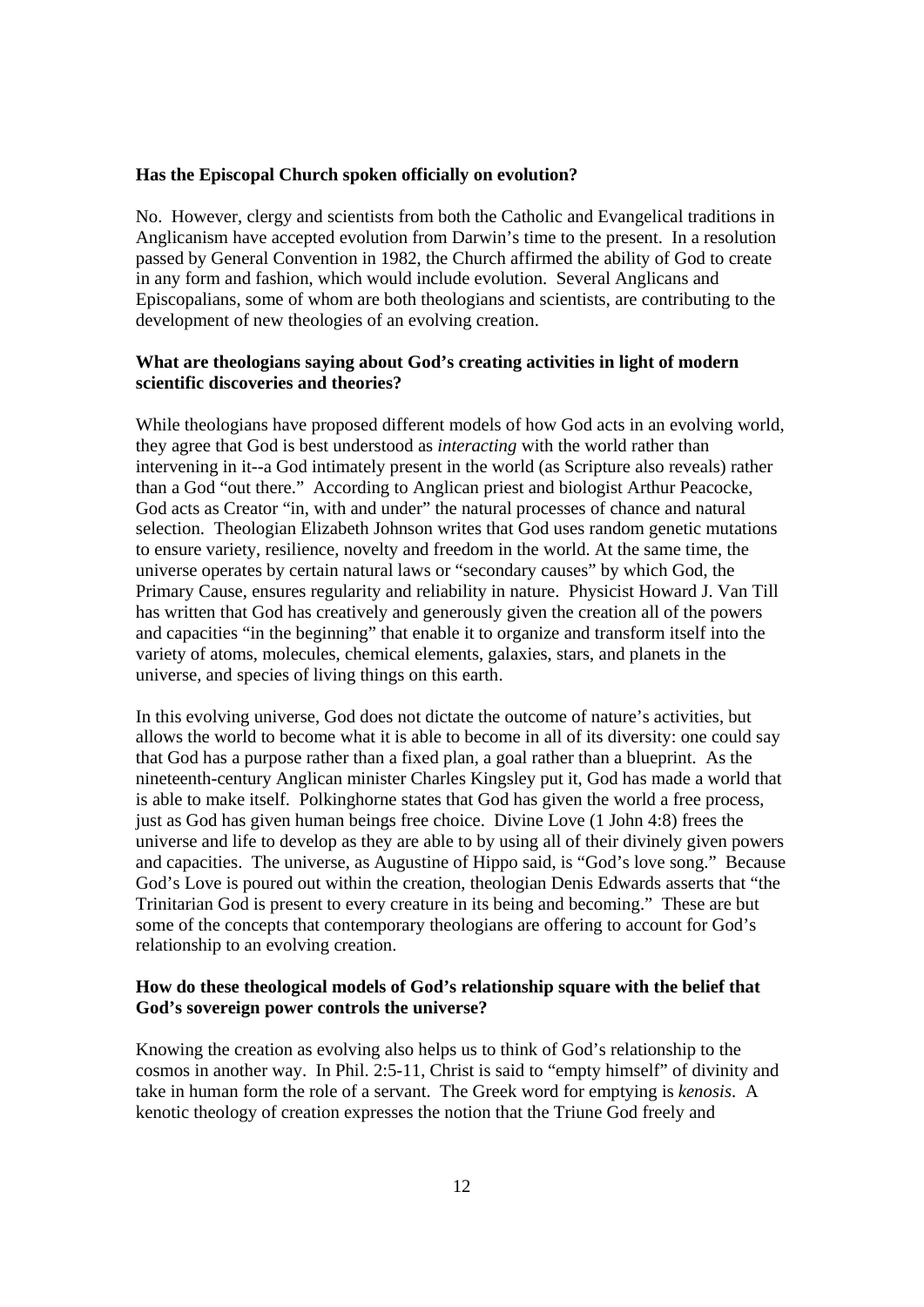**Has the Episcopal Church spoken officially on evolution?**

No. However, clergy and scientists from both the Catholic and Evangelical traditions in Anglicanism have accepted evolution from Darwin's time to the present. In a resolution passed by General Convention in 1982, the Church affirmed the ability of God to create in any form and fashion, which would include evolution. Several Anglicans and Episcopalians, some of whom are both theologians and scientists, are contributing to the development of new theologies of an evolving creation.

**What are theologians saying about God's creating activities in light of modern scientific discoveries and theories?**

While theologians have proposed different models of how God acts in an evolving world, they agree that God is best understood as *interacting* with the world rather than intervening in it--a God intimately present in the world (as Scripture also reveals) rather than a God "out there." According to Anglican priest and biologist Arthur Peacocke, God acts as Creator "in, with and under" the natural processes of chance and natural selection. Theologian Elizabeth Johnson writes that God uses random genetic mutations to ensure variety, resilience, novelty and freedom in the world. At the same time, the universe operates by certain natural laws or "secondary causes" by which God, the Primary Cause, ensures regularity and reliability in nature. Physicist Howard J. Van Till has written that God has creatively and generously given the creation all of the powers and capacities "in the beginning" that enable it to organize and transform itself into the variety of atoms, molecules, chemical elements, galaxies, stars, and planets in the universe, and species of living things on this earth.

In this evolving universe, God does not dictate the outcome of nature's activities, but allows the world to become what it is able to become in all of its diversity: one could say that God has a purpose rather than a fixed plan, a goal rather than a blueprint. As the nineteenth-century Anglican minister Charles Kingsley put it, God has made a world that is able to make itself. Polkinghorne states that God has given the world a free process, just as God has given human beings free choice. Divine Love (1 John 4:8) frees the universe and life to develop as they are able to by using all of their divinely given powers and capacities. The universe, as Augustine of Hippo said, is "God's love song." Because God's Love is poured out within the creation, theologian Denis Edwards asserts that "the Trinitarian God is present to every creature in its being and becoming." These are but some of the concepts that contemporary theologians are offering to account for God's relationship to an evolving creation.

**How do these theological models of God's relationship square with the belief that God's sovereign power controls the universe?**

Knowing the creation as evolving also helps us to think of God's relationship to the cosmos in another way. In Phil. 2:5-11, Christ is said to "empty himself" of divinity and take in human form the role of a servant. The Greek word for emptying is *kenosis*. A kenotic theology of creation expresses the notion that the Triune God freely and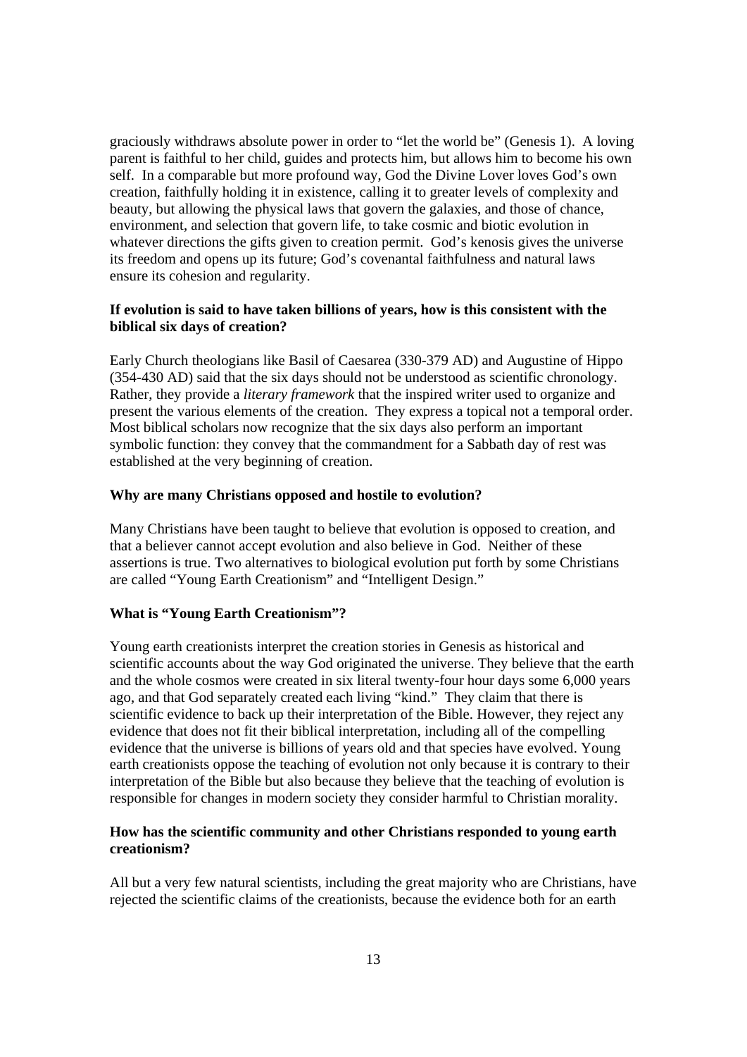graciously withdraws absolute power in order to "let the world be" (Genesis 1). A loving parent is faithful to her child, guides and protects him, but allows him to become his own self. In a comparable but more profound way, God the Divine Lover loves God's own creation, faithfully holding it in existence, calling it to greater levels of complexity and beauty, but allowing the physical laws that govern the galaxies, and those of chance, environment, and selection that govern life, to take cosmic and biotic evolution in whatever directions the gifts given to creation permit. God's kenosis gives the universe its freedom and opens up its future; God's covenantal faithfulness and natural laws ensure its cohesion and regularity.

**If evolution is said to have taken billions of years, how is this consistent with the biblical six days of creation?**

Early Church theologians like Basil of Caesarea (330-379 AD) and Augustine of Hippo (354-430 AD) said that the six days should not be understood as scientific chronology. Rather, they provide a *literary framework* that the inspired writer used to organize and present the various elements of the creation. They express a topical not a temporal order. Most biblical scholars now recognize that the six days also perform an important symbolic function: they convey that the commandment for a Sabbath day of rest was established at the very beginning of creation.

**Why are many Christians opposed and hostile to evolution?**

Many Christians have been taught to believe that evolution is opposed to creation, and that a believer cannot accept evolution and also believe in God. Neither of these assertions is true. Two alternatives to biological evolution put forth by some Christians are called "Young Earth Creationism" and "Intelligent Design."

**What is "Young Earth Creationism"?**

Young earth creationists interpret the creation stories in Genesis as historical and scientific accounts about the way God originated the universe. They believe that the earth and the whole cosmos were created in six literal twenty-four hour days some 6,000 years ago, and that God separately created each living "kind." They claim that there is scientific evidence to back up their interpretation of the Bible. However, they reject any evidence that does not fit their biblical interpretation, including all of the compelling evidence that the universe is billions of years old and that species have evolved. Young earth creationists oppose the teaching of evolution not only because it is contrary to their interpretation of the Bible but also because they believe that the teaching of evolution is responsible for changes in modern society they consider harmful to Christian morality.

**How has the scientific community and other Christians responded to young earth creationism?**

All but a very few natural scientists, including the great majority who are Christians, have rejected the scientific claims of the creationists, because the evidence both for an earth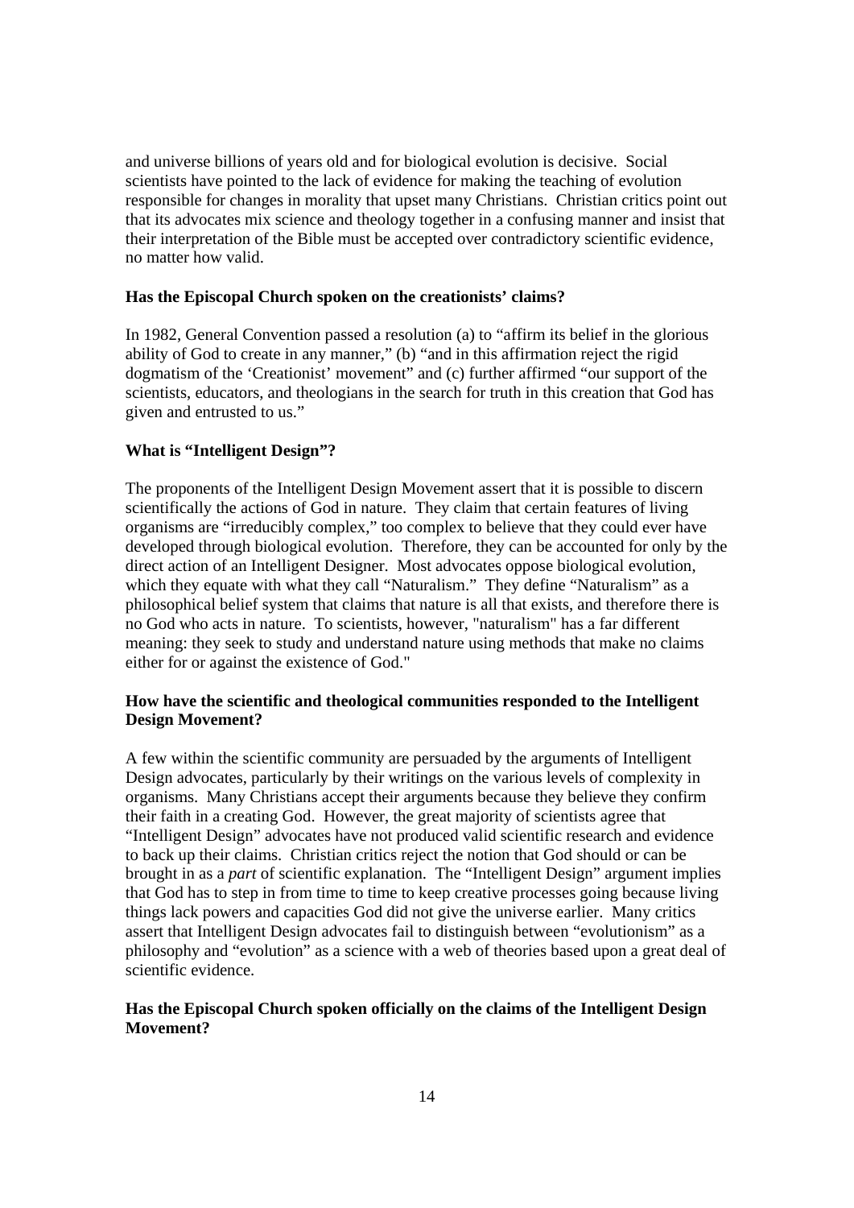and universe billions of years old and for biological evolution is decisive. Social scientists have pointed to the lack of evidence for making the teaching of evolution responsible for changes in morality that upset many Christians. Christian critics point out that its advocates mix science and theology together in a confusing manner and insist that their interpretation of the Bible must be accepted over contradictory scientific evidence, no matter how valid.

**Has the Episcopal Church spoken on the creationists' claims?**

In 1982, General Convention passed a resolution (a) to "affirm its belief in the glorious ability of God to create in any manner," (b) "and in this affirmation reject the rigid dogmatism of the 'Creationist' movement" and (c) further affirmed "our support of the scientists, educators, and theologians in the search for truth in this creation that God has given and entrusted to us."

**What is "Intelligent Design"?**

The proponents of the Intelligent Design Movement assert that it is possible to discern scientifically the actions of God in nature. They claim that certain features of living organisms are "irreducibly complex," too complex to believe that they could ever have developed through biological evolution. Therefore, they can be accounted for only by the direct action of an Intelligent Designer. Most advocates oppose biological evolution, which they equate with what they call "Naturalism." They define "Naturalism" as a philosophical belief system that claims that nature is all that exists, and therefore there is no God who acts in nature. To scientists, however, "naturalism" has a far different meaning: they seek to study and understand nature using methods that make no claims either for or against the existence of God."

**How have the scientific and theological communities responded to the Intelligent Design Movement?**

A few within the scientific community are persuaded by the arguments of Intelligent Design advocates, particularly by their writings on the various levels of complexity in organisms. Many Christians accept their arguments because they believe they confirm their faith in a creating God. However, the great majority of scientists agree that "Intelligent Design" advocates have not produced valid scientific research and evidence to back up their claims. Christian critics reject the notion that God should or can be brought in as a *part* of scientific explanation. The "Intelligent Design" argument implies that God has to step in from time to time to keep creative processes going because living things lack powers and capacities God did not give the universe earlier. Many critics assert that Intelligent Design advocates fail to distinguish between "evolutionism" as a philosophy and "evolution" as a science with a web of theories based upon a great deal of scientific evidence.

**Has the Episcopal Church spoken officially on the claims of the Intelligent Design Movement?**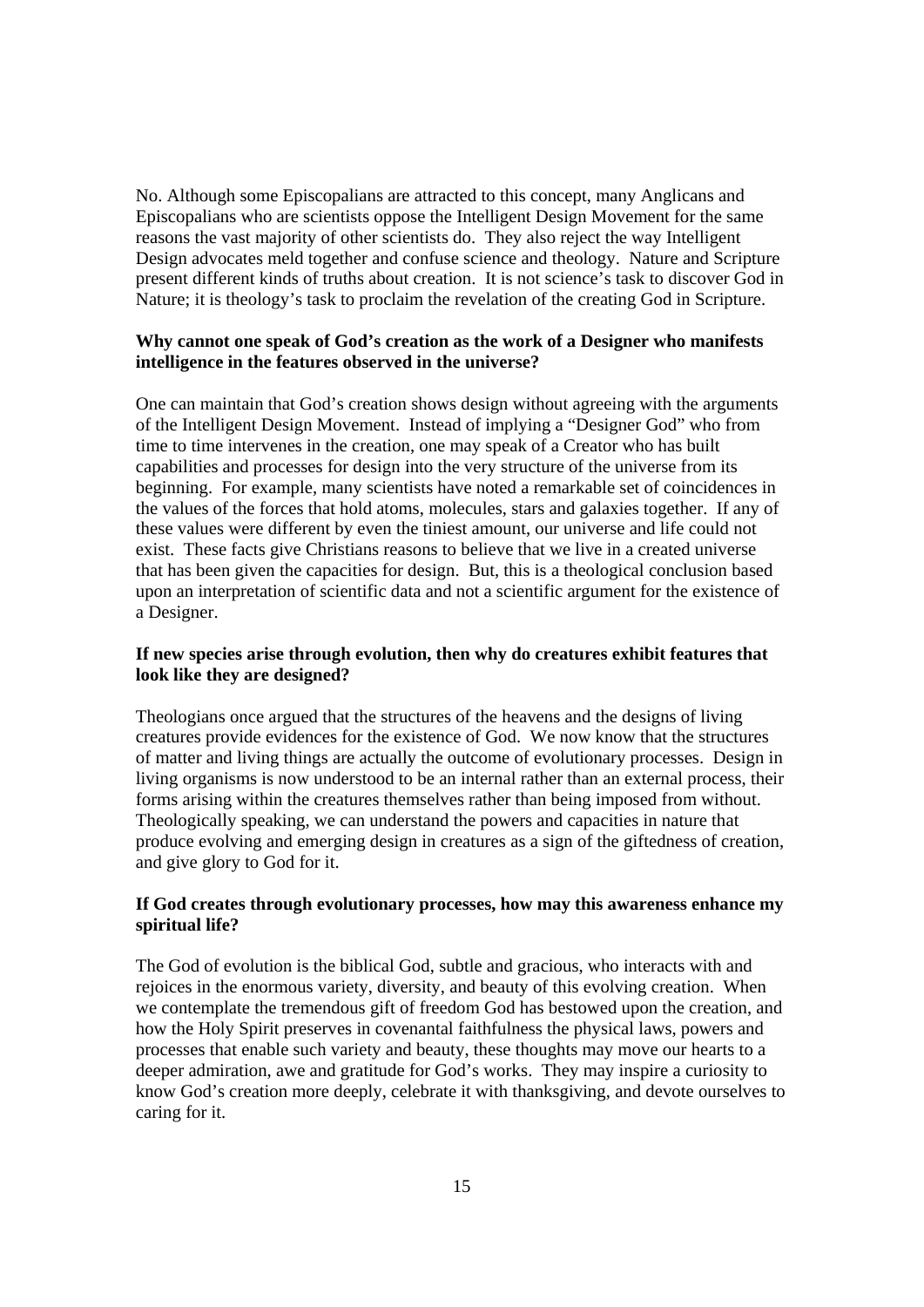No. Although some Episcopalians are attracted to this concept, many Anglicans and Episcopalians who are scientists oppose the Intelligent Design Movement for the same reasons the vast majority of other scientists do. They also reject the way Intelligent Design advocates meld together and confuse science and theology. Nature and Scripture present different kinds of truths about creation. It is not science's task to discover God in Nature; it is theology's task to proclaim the revelation of the creating God in Scripture.

**Why cannot one speak of God's creation as the work of a Designer who manifests intelligence in the features observed in the universe?**

One can maintain that God's creation shows design without agreeing with the arguments of the Intelligent Design Movement. Instead of implying a "Designer God" who from time to time intervenes in the creation, one may speak of a Creator who has built capabilities and processes for design into the very structure of the universe from its beginning. For example, many scientists have noted a remarkable set of coincidences in the values of the forces that hold atoms, molecules, stars and galaxies together. If any of these values were different by even the tiniest amount, our universe and life could not exist. These facts give Christians reasons to believe that we live in a created universe that has been given the capacities for design. But, this is a theological conclusion based upon an interpretation of scientific data and not a scientific argument for the existence of a Designer.

**If new species arise through evolution, then why do creatures exhibit features that look like they are designed?**

Theologians once argued that the structures of the heavens and the designs of living creatures provide evidences for the existence of God. We now know that the structures of matter and living things are actually the outcome of evolutionary processes. Design in living organisms is now understood to be an internal rather than an external process, their forms arising within the creatures themselves rather than being imposed from without. Theologically speaking, we can understand the powers and capacities in nature that produce evolving and emerging design in creatures as a sign of the giftedness of creation, and give glory to God for it.

**If God creates through evolutionary processes, how may this awareness enhance my spiritual life?**

The God of evolution is the biblical God, subtle and gracious, who interacts with and rejoices in the enormous variety, diversity, and beauty of this evolving creation. When we contemplate the tremendous gift of freedom God has bestowed upon the creation, and how the Holy Spirit preserves in covenantal faithfulness the physical laws, powers and processes that enable such variety and beauty, these thoughts may move our hearts to a deeper admiration, awe and gratitude for God's works. They may inspire a curiosity to know God's creation more deeply, celebrate it with thanksgiving, and devote ourselves to caring for it.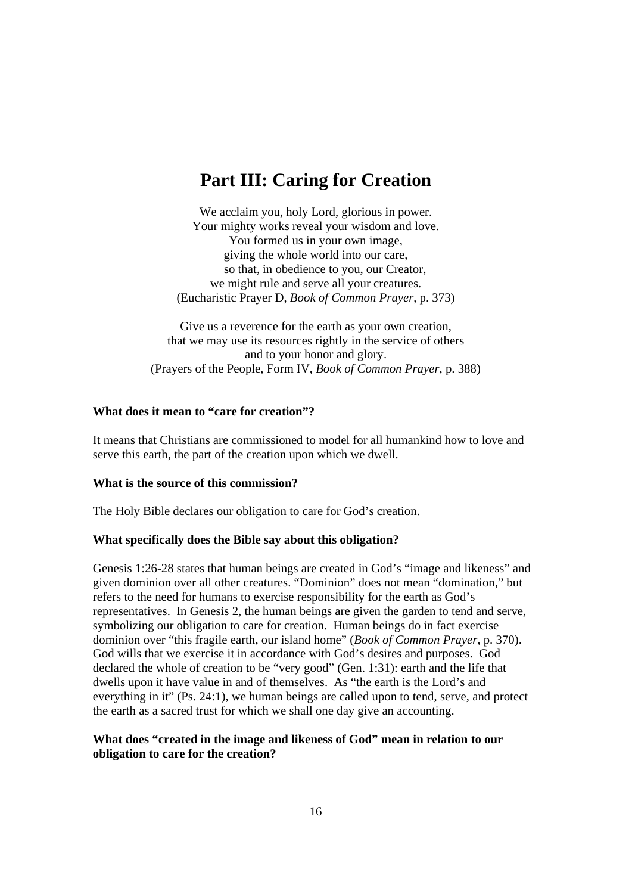# Part III: Caring for Creation

We acclaim you, holy Lord, glorious in power.  
Your mighty works reveal your wisdom and love.  
You formed us in your own image,  
giving the whole world into our care,  
so that, in obedience to you, our Creator,  
we might rule and serve all your creatures.  
(Eucharistic Prayer D, *Book of Common Prayer*, p. 373)

Give us a reverence for the earth as your own creation,  
that we may use its resources rightly in the service of others  
and to your honor and glory.  
(Prayers of the People, Form IV, *Book of Common Prayer*, p. 388)

**What does it mean to "care for creation"?**

It means that Christians are commissioned to model for all humankind how to love and serve this earth, the part of the creation upon which we dwell.

**What is the source of this commission?**

The Holy Bible declares our obligation to care for God's creation.

**What specifically does the Bible say about this obligation?**

Genesis 1:26-28 states that human beings are created in God's "image and likeness" and given dominion over all other creatures. "Dominion" does not mean "domination," but refers to the need for humans to exercise responsibility for the earth as God's representatives. In Genesis 2, the human beings are given the garden to tend and serve, symbolizing our obligation to care for creation. Human beings do in fact exercise dominion over "this fragile earth, our island home" (*Book of Common Prayer*, p. 370). God wills that we exercise it in accordance with God's desires and purposes. God declared the whole of creation to be "very good" (Gen. 1:31): earth and the life that dwells upon it have value in and of themselves. As "the earth is the Lord's and everything in it" (Ps. 24:1), we human beings are called upon to tend, serve, and protect the earth as a sacred trust for which we shall one day give an accounting.

**What does "created in the image and likeness of God" mean in relation to our obligation to care for the creation?**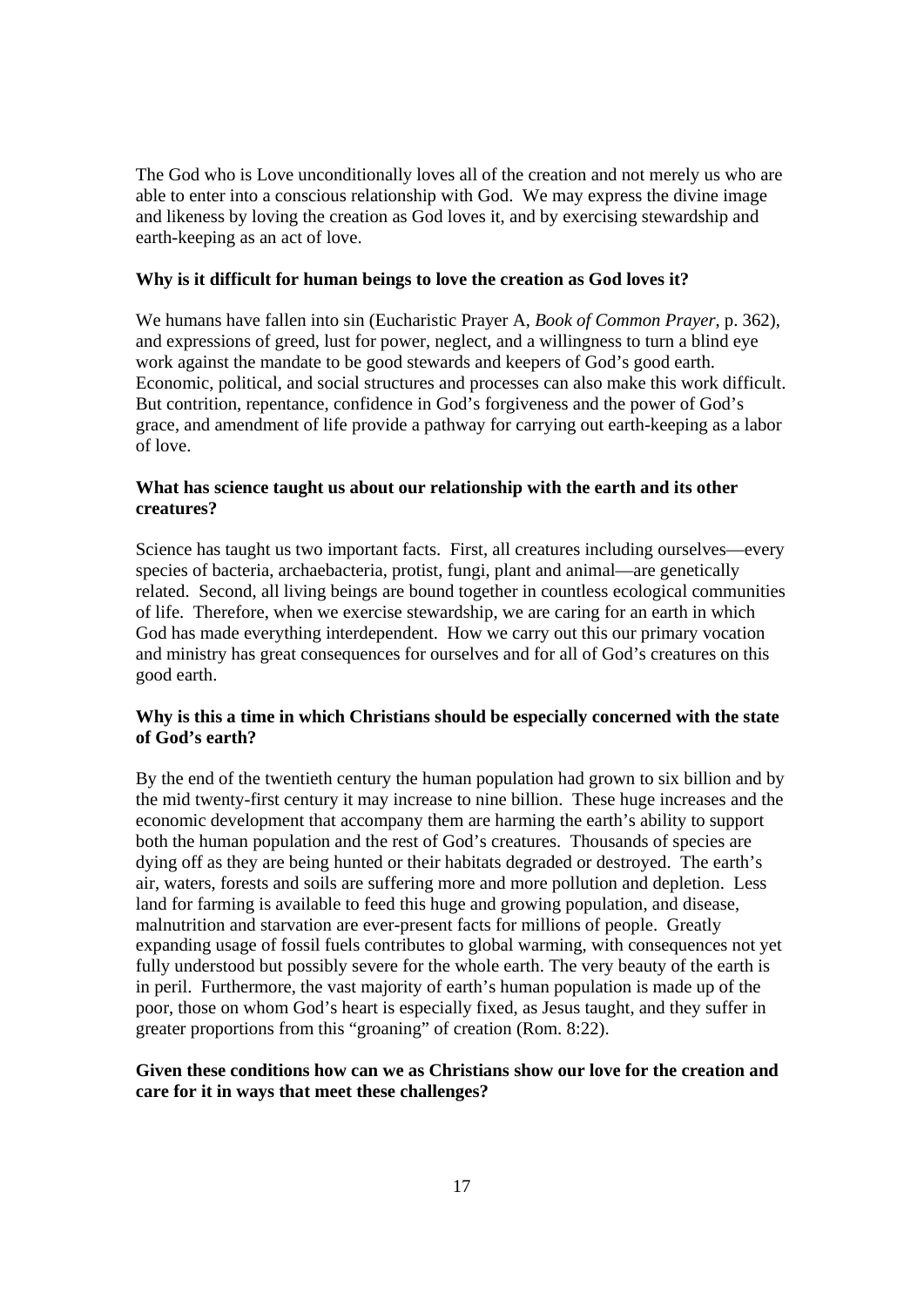The God who is Love unconditionally loves all of the creation and not merely us who are able to enter into a conscious relationship with God. We may express the divine image and likeness by loving the creation as God loves it, and by exercising stewardship and earth-keeping as an act of love.

**Why is it difficult for human beings to love the creation as God loves it?**

We humans have fallen into sin (Eucharistic Prayer A, *Book of Common Prayer*, p. 362), and expressions of greed, lust for power, neglect, and a willingness to turn a blind eye work against the mandate to be good stewards and keepers of God's good earth. Economic, political, and social structures and processes can also make this work difficult. But contrition, repentance, confidence in God's forgiveness and the power of God's grace, and amendment of life provide a pathway for carrying out earth-keeping as a labor of love.

**What has science taught us about our relationship with the earth and its other creatures?**

Science has taught us two important facts. First, all creatures including ourselves—every species of bacteria, archaebacteria, protist, fungi, plant and animal—are genetically related. Second, all living beings are bound together in countless ecological communities of life. Therefore, when we exercise stewardship, we are caring for an earth in which God has made everything interdependent. How we carry out this our primary vocation and ministry has great consequences for ourselves and for all of God's creatures on this good earth.

**Why is this a time in which Christians should be especially concerned with the state of God's earth?**

By the end of the twentieth century the human population had grown to six billion and by the mid twenty-first century it may increase to nine billion. These huge increases and the economic development that accompany them are harming the earth's ability to support both the human population and the rest of God's creatures. Thousands of species are dying off as they are being hunted or their habitats degraded or destroyed. The earth's air, waters, forests and soils are suffering more and more pollution and depletion. Less land for farming is available to feed this huge and growing population, and disease, malnutrition and starvation are ever-present facts for millions of people. Greatly expanding usage of fossil fuels contributes to global warming, with consequences not yet fully understood but possibly severe for the whole earth. The very beauty of the earth is in peril. Furthermore, the vast majority of earth's human population is made up of the poor, those on whom God's heart is especially fixed, as Jesus taught, and they suffer in greater proportions from this "groaning" of creation (Rom. 8:22).

**Given these conditions how can we as Christians show our love for the creation and care for it in ways that meet these challenges?**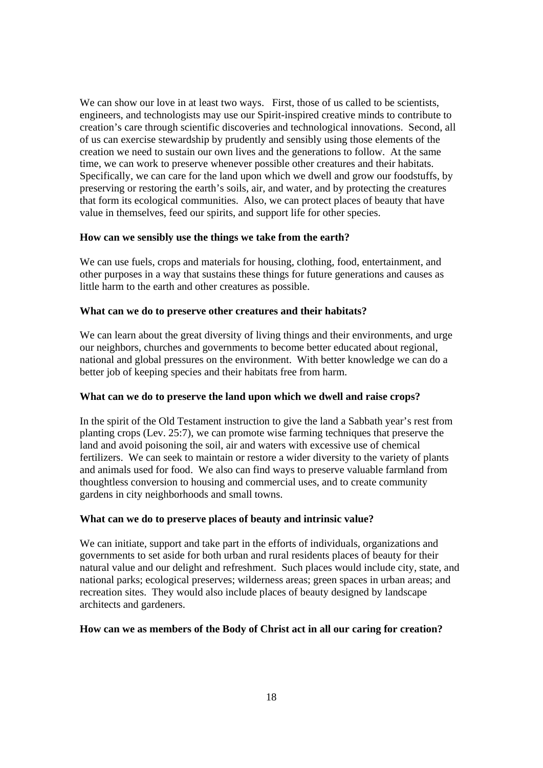We can show our love in at least two ways. First, those of us called to be scientists, engineers, and technologists may use our Spirit-inspired creative minds to contribute to creation's care through scientific discoveries and technological innovations. Second, all of us can exercise stewardship by prudently and sensibly using those elements of the creation we need to sustain our own lives and the generations to follow. At the same time, we can work to preserve whenever possible other creatures and their habitats. Specifically, we can care for the land upon which we dwell and grow our foodstuffs, by preserving or restoring the earth's soils, air, and water, and by protecting the creatures that form its ecological communities. Also, we can protect places of beauty that have value in themselves, feed our spirits, and support life for other species.

**How can we sensibly use the things we take from the earth?**

We can use fuels, crops and materials for housing, clothing, food, entertainment, and other purposes in a way that sustains these things for future generations and causes as little harm to the earth and other creatures as possible.

**What can we do to preserve other creatures and their habitats?**

We can learn about the great diversity of living things and their environments, and urge our neighbors, churches and governments to become better educated about regional, national and global pressures on the environment. With better knowledge we can do a better job of keeping species and their habitats free from harm.

**What can we do to preserve the land upon which we dwell and raise crops?**

In the spirit of the Old Testament instruction to give the land a Sabbath year's rest from planting crops (Lev. 25:7), we can promote wise farming techniques that preserve the land and avoid poisoning the soil, air and waters with excessive use of chemical fertilizers. We can seek to maintain or restore a wider diversity to the variety of plants and animals used for food. We also can find ways to preserve valuable farmland from thoughtless conversion to housing and commercial uses, and to create community gardens in city neighborhoods and small towns.

**What can we do to preserve places of beauty and intrinsic value?**

We can initiate, support and take part in the efforts of individuals, organizations and governments to set aside for both urban and rural residents places of beauty for their natural value and our delight and refreshment. Such places would include city, state, and national parks; ecological preserves; wilderness areas; green spaces in urban areas; and recreation sites. They would also include places of beauty designed by landscape architects and gardeners.

**How can we as members of the Body of Christ act in all our caring for creation?**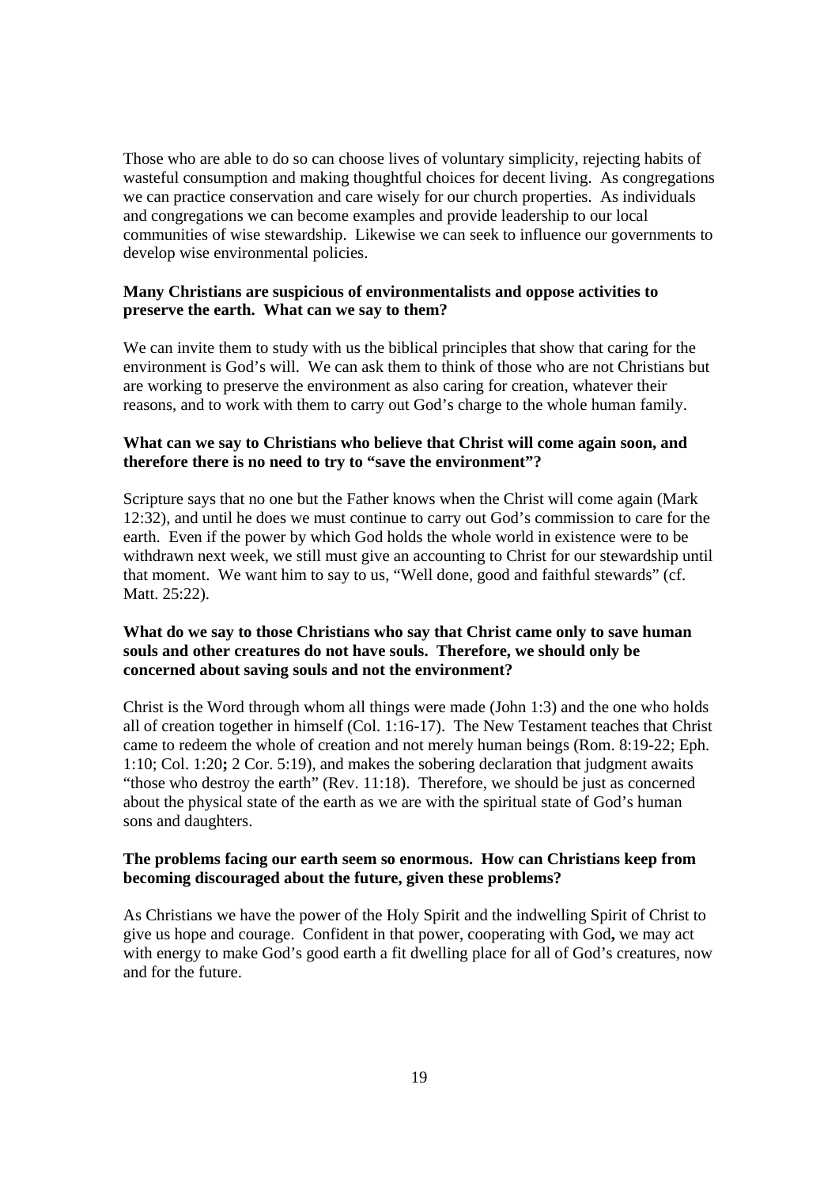Those who are able to do so can choose lives of voluntary simplicity, rejecting habits of wasteful consumption and making thoughtful choices for decent living. As congregations we can practice conservation and care wisely for our church properties. As individuals and congregations we can become examples and provide leadership to our local communities of wise stewardship. Likewise we can seek to influence our governments to develop wise environmental policies.

**Many Christians are suspicious of environmentalists and oppose activities to preserve the earth. What can we say to them?**

We can invite them to study with us the biblical principles that show that caring for the environment is God's will. We can ask them to think of those who are not Christians but are working to preserve the environment as also caring for creation, whatever their reasons, and to work with them to carry out God's charge to the whole human family.

**What can we say to Christians who believe that Christ will come again soon, and therefore there is no need to try to "save the environment"?**

Scripture says that no one but the Father knows when the Christ will come again (Mark 12:32), and until he does we must continue to carry out God's commission to care for the earth. Even if the power by which God holds the whole world in existence were to be withdrawn next week, we still must give an accounting to Christ for our stewardship until that moment. We want him to say to us, "Well done, good and faithful stewards" (cf. Matt. 25:22).

**What do we say to those Christians who say that Christ came only to save human souls and other creatures do not have souls. Therefore, we should only be concerned about saving souls and not the environment?**

Christ is the Word through whom all things were made (John 1:3) and the one who holds all of creation together in himself (Col. 1:16-17). The New Testament teaches that Christ came to redeem the whole of creation and not merely human beings (Rom. 8:19-22; Eph. 1:10; Col. 1:20**;** 2 Cor. 5:19), and makes the sobering declaration that judgment awaits "those who destroy the earth" (Rev. 11:18). Therefore, we should be just as concerned about the physical state of the earth as we are with the spiritual state of God's human sons and daughters.

**The problems facing our earth seem so enormous. How can Christians keep from becoming discouraged about the future, given these problems?**

As Christians we have the power of the Holy Spirit and the indwelling Spirit of Christ to give us hope and courage. Confident in that power, cooperating with God**,** we may act with energy to make God's good earth a fit dwelling place for all of God's creatures, now and for the future.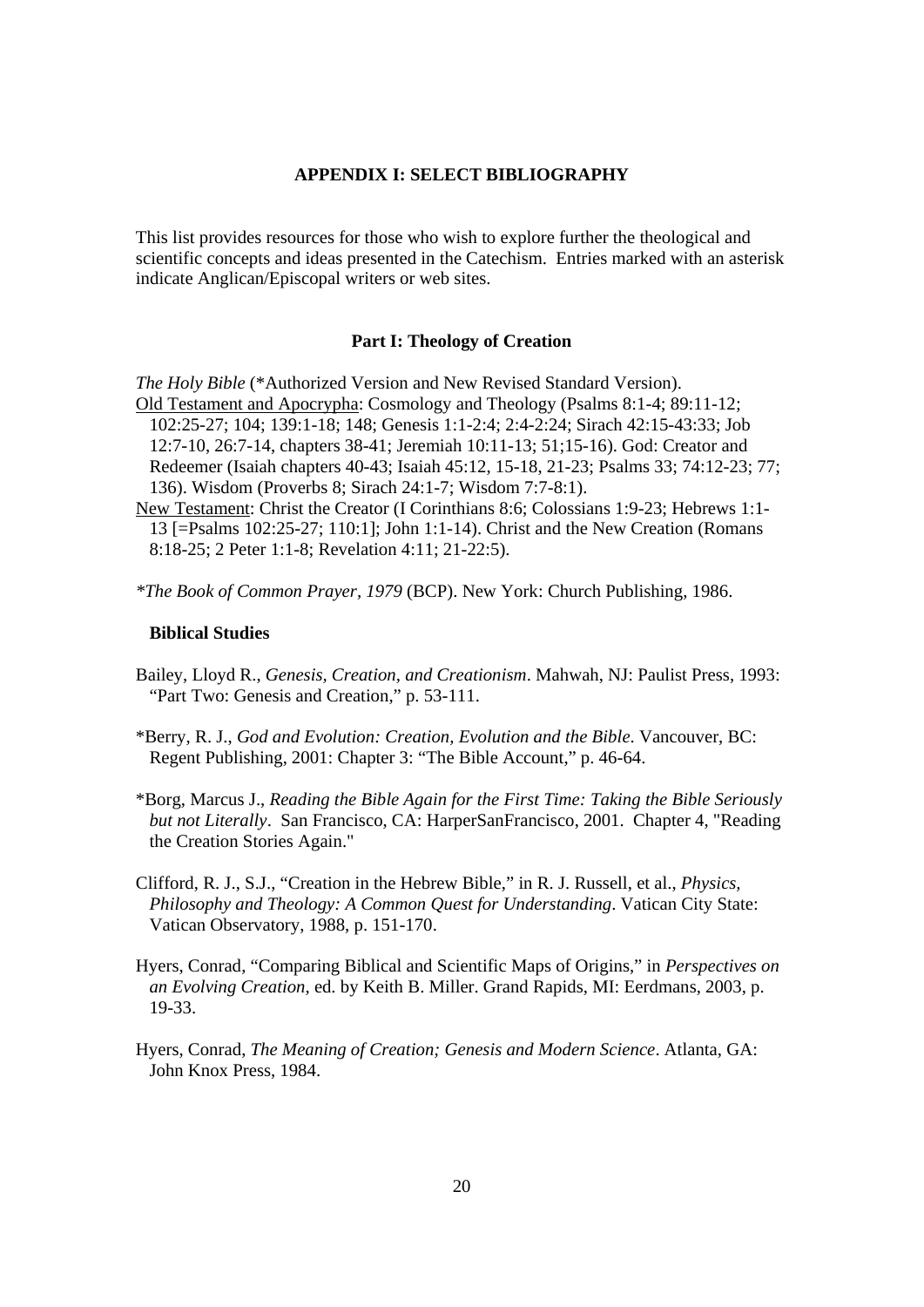## APPENDIX I: SELECT BIBLIOGRAPHY

This list provides resources for those who wish to explore further the theological and scientific concepts and ideas presented in the Catechism. Entries marked with an asterisk indicate Anglican/Episcopal writers or web sites.

### Part I: Theology of Creation

*The Holy Bible* (*Authorized Version and New Revised Standard Version).

Old Testament and Apocrypha: Cosmology and Theology (Psalms 8:1-4; 89:11-12; 102:25-27; 104; 139:1-18; 148; Genesis 1:1-2:4; 2:4-2:24; Sirach 42:15-43:33; Job 12:7-10, 26:7-14, chapters 38-41; Jeremiah 10:11-13; 51;15-16). God: Creator and Redeemer (Isaiah chapters 40-43; Isaiah 45:12, 15-18, 21-23; Psalms 33; 74:12-23; 77; 136). Wisdom (Proverbs 8; Sirach 24:1-7; Wisdom 7:7-8:1).

New Testament: Christ the Creator (I Corinthians 8:6; Colossians 1:9-23; Hebrews 1:1-13 [=Psalms 102:25-27; 110:1]; John 1:1-14). Christ and the New Creation (Romans 8:18-25; 2 Peter 1:1-8; Revelation 4:11; 21-22:5).

**The Book of Common Prayer, 1979* (BCP). New York: Church Publishing, 1986.

#### Biblical Studies

Bailey, Lloyd R., *Genesis, Creation, and Creationism*. Mahwah, NJ: Paulist Press, 1993: "Part Two: Genesis and Creation," p. 53-111.

*Berry, R. J., *God and Evolution: Creation, Evolution and the Bible*. Vancouver, BC: Regent Publishing, 2001: Chapter 3: "The Bible Account," p. 46-64.

*Borg, Marcus J., *Reading the Bible Again for the First Time: Taking the Bible Seriously but not Literally*. San Francisco, CA: HarperSanFrancisco, 2001. Chapter 4, "Reading the Creation Stories Again."

Clifford, R. J., S.J., "Creation in the Hebrew Bible," in R. J. Russell, et al., *Physics, Philosophy and Theology: A Common Quest for Understanding*. Vatican City State: Vatican Observatory, 1988, p. 151-170.

Hyers, Conrad, "Comparing Biblical and Scientific Maps of Origins," in *Perspectives on an Evolving Creation*, ed. by Keith B. Miller. Grand Rapids, MI: Eerdmans, 2003, p. 19-33.

Hyers, Conrad, *The Meaning of Creation; Genesis and Modern Science*. Atlanta, GA: John Knox Press, 1984.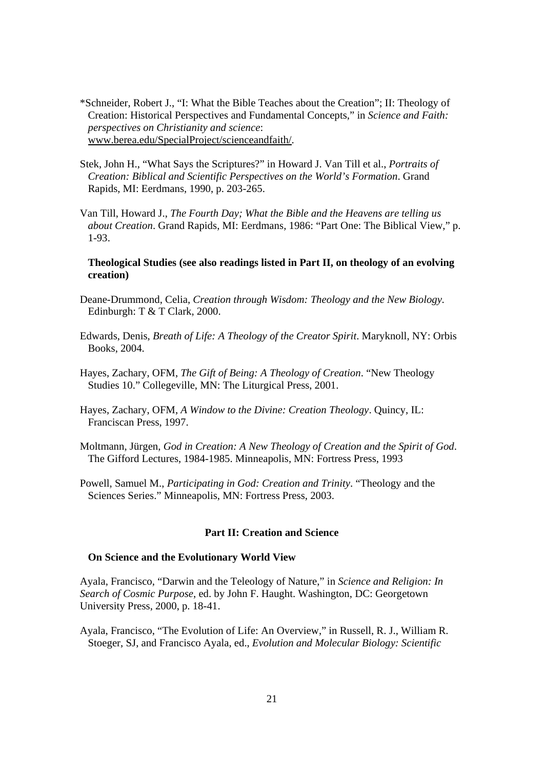*Schneider, Robert J., "I: What the Bible Teaches about the Creation"; II: Theology of Creation: Historical Perspectives and Fundamental Concepts," in *Science and Faith: perspectives on Christianity and science*: www.berea.edu/SpecialProject/scienceandfaith/.

Stek, John H., "What Says the Scriptures?" in Howard J. Van Till et al., *Portraits of Creation: Biblical and Scientific Perspectives on the World's Formation*. Grand Rapids, MI: Eerdmans, 1990, p. 203-265.

Van Till, Howard J., *The Fourth Day; What the Bible and the Heavens are telling us about Creation*. Grand Rapids, MI: Eerdmans, 1986: "Part One: The Biblical View," p. 1-93.

**Theological Studies (see also readings listed in Part II, on theology of an evolving creation)**

Deane-Drummond, Celia, *Creation through Wisdom: Theology and the New Biology*. Edinburgh: T & T Clark, 2000.

Edwards, Denis, *Breath of Life: A Theology of the Creator Spirit*. Maryknoll, NY: Orbis Books, 2004.

Hayes, Zachary, OFM, *The Gift of Being: A Theology of Creation*. "New Theology Studies 10." Collegeville, MN: The Liturgical Press, 2001.

Hayes, Zachary, OFM, *A Window to the Divine: Creation Theology*. Quincy, IL: Franciscan Press, 1997.

Moltmann, Jürgen, *God in Creation: A New Theology of Creation and the Spirit of God*. The Gifford Lectures, 1984-1985. Minneapolis, MN: Fortress Press, 1993

Powell, Samuel M., *Participating in God: Creation and Trinity*. "Theology and the Sciences Series." Minneapolis, MN: Fortress Press, 2003.

## Part II: Creation and Science

**On Science and the Evolutionary World View**

Ayala, Francisco, "Darwin and the Teleology of Nature," in *Science and Religion: In Search of Cosmic Purpose*, ed. by John F. Haught. Washington, DC: Georgetown University Press, 2000, p. 18-41.

Ayala, Francisco, "The Evolution of Life: An Overview," in Russell, R. J., William R. Stoeger, SJ, and Francisco Ayala, ed., *Evolution and Molecular Biology: Scientific*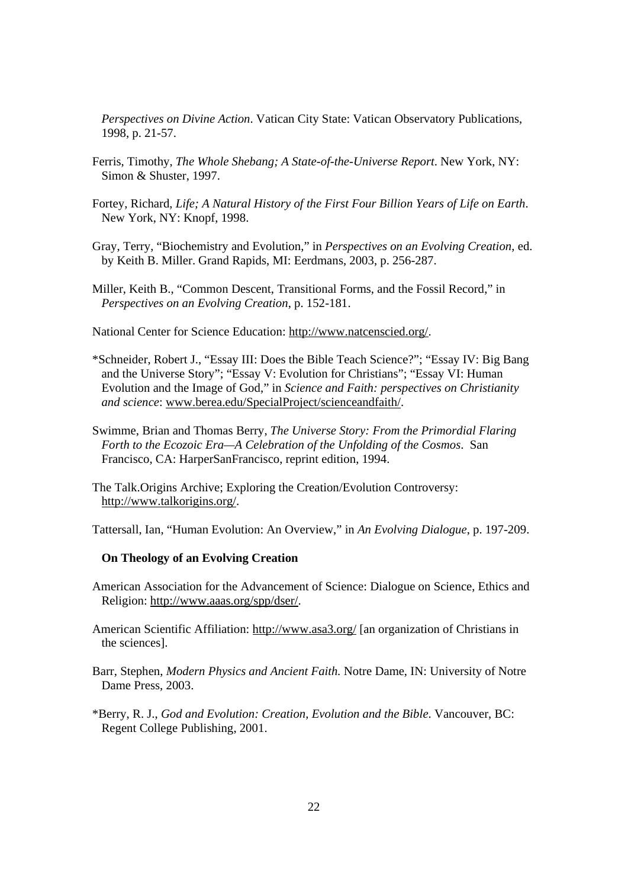*Perspectives on Divine Action*. Vatican City State: Vatican Observatory Publications, 1998, p. 21-57.

Ferris, Timothy, *The Whole Shebang; A State-of-the-Universe Report*. New York, NY: Simon & Shuster, 1997.

Fortey, Richard, *Life; A Natural History of the First Four Billion Years of Life on Earth*. New York, NY: Knopf, 1998.

Gray, Terry, "Biochemistry and Evolution," in *Perspectives on an Evolving Creation*, ed. by Keith B. Miller. Grand Rapids, MI: Eerdmans, 2003, p. 256-287.

Miller, Keith B., "Common Descent, Transitional Forms, and the Fossil Record," in *Perspectives on an Evolving Creation*, p. 152-181.

National Center for Science Education: http://www.natcenscied.org/.

*Schneider, Robert J., "Essay III: Does the Bible Teach Science?"; "Essay IV: Big Bang and the Universe Story"; "Essay V: Evolution for Christians"; "Essay VI: Human Evolution and the Image of God," in *Science and Faith: perspectives on Christianity and science*: www.berea.edu/SpecialProject/scienceandfaith/.

Swimme, Brian and Thomas Berry, *The Universe Story: From the Primordial Flaring Forth to the Ecozoic Era—A Celebration of the Unfolding of the Cosmos*. San Francisco, CA: HarperSanFrancisco, reprint edition, 1994.

The Talk.Origins Archive; Exploring the Creation/Evolution Controversy: http://www.talkorigins.org/.

Tattersall, Ian, "Human Evolution: An Overview," in *An Evolving Dialogue*, p. 197-209.

**On Theology of an Evolving Creation**

American Association for the Advancement of Science: Dialogue on Science, Ethics and Religion: http://www.aaas.org/spp/dser/.

American Scientific Affiliation: http://www.asa3.org/ [an organization of Christians in the sciences].

Barr, Stephen, *Modern Physics and Ancient Faith.* Notre Dame, IN: University of Notre Dame Press, 2003.

*Berry, R. J., *God and Evolution: Creation, Evolution and the Bible*. Vancouver, BC: Regent College Publishing, 2001.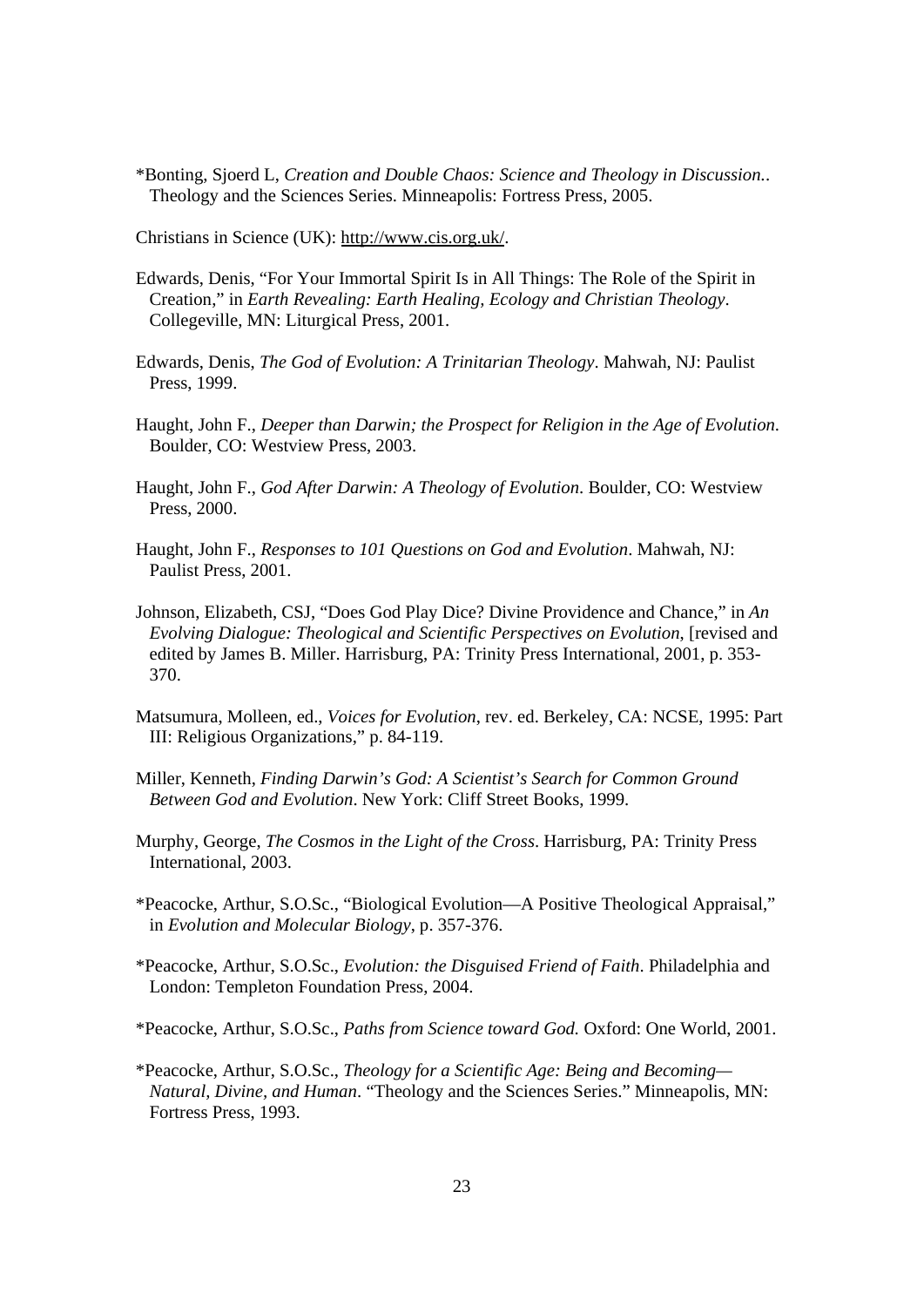*Bonting, Sjoerd L, *Creation and Double Chaos: Science and Theology in Discussion.*. Theology and the Sciences Series. Minneapolis: Fortress Press, 2005.

Christians in Science (UK): http://www.cis.org.uk/.

Edwards, Denis, "For Your Immortal Spirit Is in All Things: The Role of the Spirit in Creation," in *Earth Revealing: Earth Healing, Ecology and Christian Theology*. Collegeville, MN: Liturgical Press, 2001.

Edwards, Denis, *The God of Evolution: A Trinitarian Theology*. Mahwah, NJ: Paulist Press, 1999.

Haught, John F., *Deeper than Darwin; the Prospect for Religion in the Age of Evolution*. Boulder, CO: Westview Press, 2003.

Haught, John F., *God After Darwin: A Theology of Evolution*. Boulder, CO: Westview Press, 2000.

Haught, John F., *Responses to 101 Questions on God and Evolution*. Mahwah, NJ: Paulist Press, 2001.

Johnson, Elizabeth, CSJ, "Does God Play Dice? Divine Providence and Chance," in *An Evolving Dialogue: Theological and Scientific Perspectives on Evolution*, [revised and edited by James B. Miller. Harrisburg, PA: Trinity Press International, 2001, p. 353-370.

Matsumura, Molleen, ed., *Voices for Evolution*, rev. ed. Berkeley, CA: NCSE, 1995: Part III: Religious Organizations," p. 84-119.

Miller, Kenneth, *Finding Darwin's God: A Scientist's Search for Common Ground Between God and Evolution*. New York: Cliff Street Books, 1999.

Murphy, George, *The Cosmos in the Light of the Cross*. Harrisburg, PA: Trinity Press International, 2003.

*Peacocke, Arthur, S.O.Sc., "Biological Evolution—A Positive Theological Appraisal," in *Evolution and Molecular Biology*, p. 357-376.

*Peacocke, Arthur, S.O.Sc., *Evolution: the Disguised Friend of Faith*. Philadelphia and London: Templeton Foundation Press, 2004.

*Peacocke, Arthur, S.O.Sc., *Paths from Science toward God.* Oxford: One World, 2001.

*Peacocke, Arthur, S.O.Sc., *Theology for a Scientific Age: Being and Becoming—Natural, Divine, and Human*. "Theology and the Sciences Series." Minneapolis, MN: Fortress Press, 1993.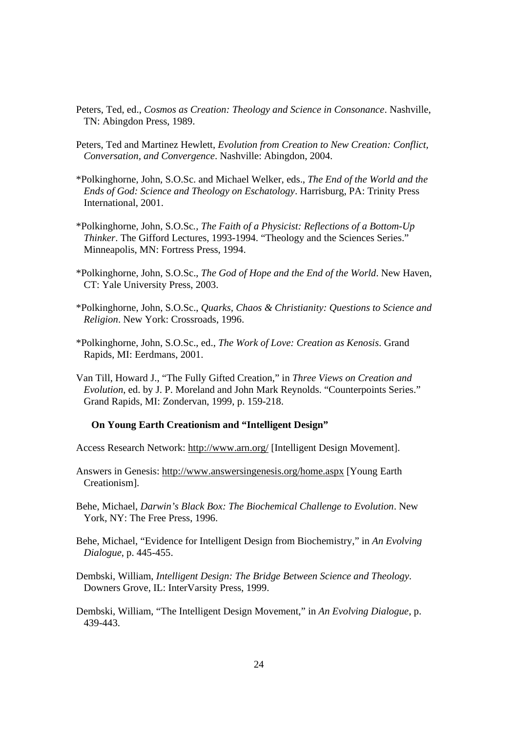Peters, Ted, ed., *Cosmos as Creation: Theology and Science in Consonance*. Nashville, TN: Abingdon Press, 1989.

Peters, Ted and Martinez Hewlett, *Evolution from Creation to New Creation: Conflict, Conversation, and Convergence*. Nashville: Abingdon, 2004.

*Polkinghorne, John, S.O.Sc. and Michael Welker, eds., *The End of the World and the Ends of God: Science and Theology on Eschatology*. Harrisburg, PA: Trinity Press International, 2001.

*Polkinghorne, John, S.O.Sc., *The Faith of a Physicist: Reflections of a Bottom-Up Thinker*. The Gifford Lectures, 1993-1994. "Theology and the Sciences Series." Minneapolis, MN: Fortress Press, 1994.

*Polkinghorne, John, S.O.Sc., *The God of Hope and the End of the World*. New Haven, CT: Yale University Press, 2003.

*Polkinghorne, John, S.O.Sc., *Quarks, Chaos & Christianity: Questions to Science and Religion*. New York: Crossroads, 1996.

*Polkinghorne, John, S.O.Sc., ed., *The Work of Love: Creation as Kenosis*. Grand Rapids, MI: Eerdmans, 2001.

Van Till, Howard J., "The Fully Gifted Creation," in *Three Views on Creation and Evolution*, ed. by J. P. Moreland and John Mark Reynolds. "Counterpoints Series." Grand Rapids, MI: Zondervan, 1999, p. 159-218.

**On Young Earth Creationism and "Intelligent Design"**

Access Research Network: http://www.arn.org/ [Intelligent Design Movement].

Answers in Genesis: http://www.answersingenesis.org/home.aspx [Young Earth Creationism].

Behe, Michael, *Darwin's Black Box: The Biochemical Challenge to Evolution*. New York, NY: The Free Press, 1996.

Behe, Michael, "Evidence for Intelligent Design from Biochemistry," in *An Evolving Dialogue*, p. 445-455.

Dembski, William, *Intelligent Design: The Bridge Between Science and Theology*. Downers Grove, IL: InterVarsity Press, 1999.

Dembski, William, "The Intelligent Design Movement," in *An Evolving Dialogue*, p. 439-443.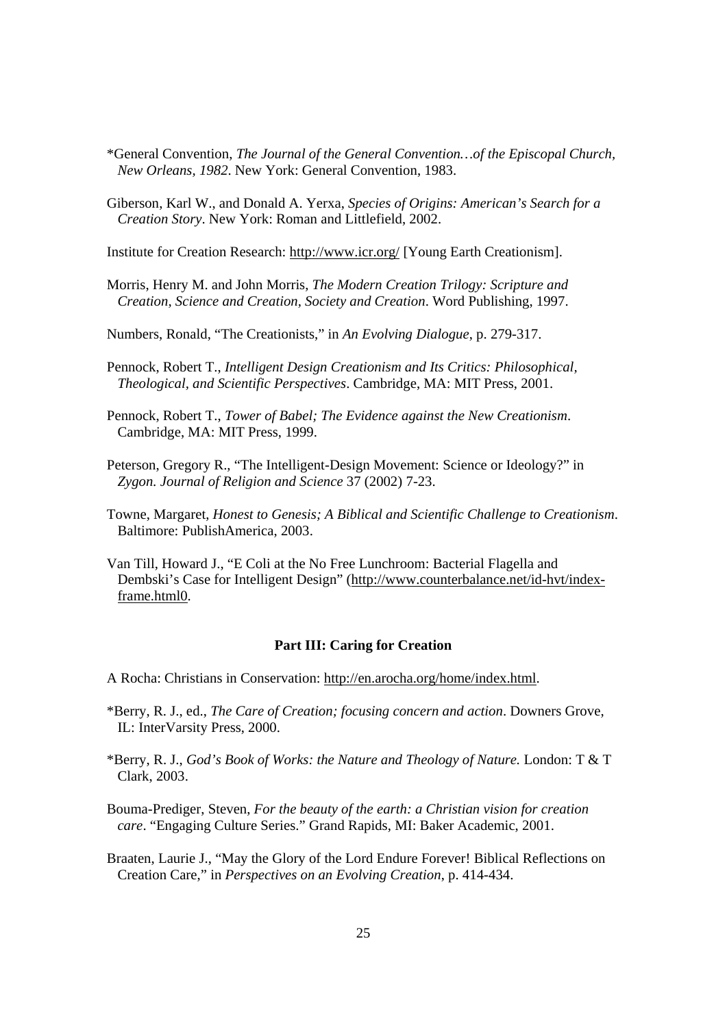*General Convention, *The Journal of the General Convention…of the Episcopal Church, New Orleans, 1982*. New York: General Convention, 1983.

Giberson, Karl W., and Donald A. Yerxa, *Species of Origins: American's Search for a Creation Story*. New York: Roman and Littlefield, 2002.

Institute for Creation Research: http://www.icr.org/ [Young Earth Creationism].

Morris, Henry M. and John Morris, *The Modern Creation Trilogy: Scripture and Creation, Science and Creation, Society and Creation*. Word Publishing, 1997.

Numbers, Ronald, "The Creationists," in *An Evolving Dialogue*, p. 279-317.

Pennock, Robert T., *Intelligent Design Creationism and Its Critics: Philosophical, Theological, and Scientific Perspectives*. Cambridge, MA: MIT Press, 2001.

Pennock, Robert T., *Tower of Babel; The Evidence against the New Creationism*. Cambridge, MA: MIT Press, 1999.

Peterson, Gregory R., "The Intelligent-Design Movement: Science or Ideology?" in *Zygon. Journal of Religion and Science* 37 (2002) 7-23.

Towne, Margaret, *Honest to Genesis; A Biblical and Scientific Challenge to Creationism*. Baltimore: PublishAmerica, 2003.

Van Till, Howard J., "E Coli at the No Free Lunchroom: Bacterial Flagella and Dembski's Case for Intelligent Design" (http://www.counterbalance.net/id-hvt/index-frame.html0.

**Part III: Caring for Creation**

A Rocha: Christians in Conservation: http://en.arocha.org/home/index.html.

*Berry, R. J., ed., *The Care of Creation; focusing concern and action*. Downers Grove, IL: InterVarsity Press, 2000.

*Berry, R. J., *God's Book of Works: the Nature and Theology of Nature.* London: T & T Clark, 2003.

Bouma-Prediger, Steven, *For the beauty of the earth: a Christian vision for creation care*. "Engaging Culture Series." Grand Rapids, MI: Baker Academic, 2001.

Braaten, Laurie J., "May the Glory of the Lord Endure Forever! Biblical Reflections on Creation Care," in *Perspectives on an Evolving Creation*, p. 414-434.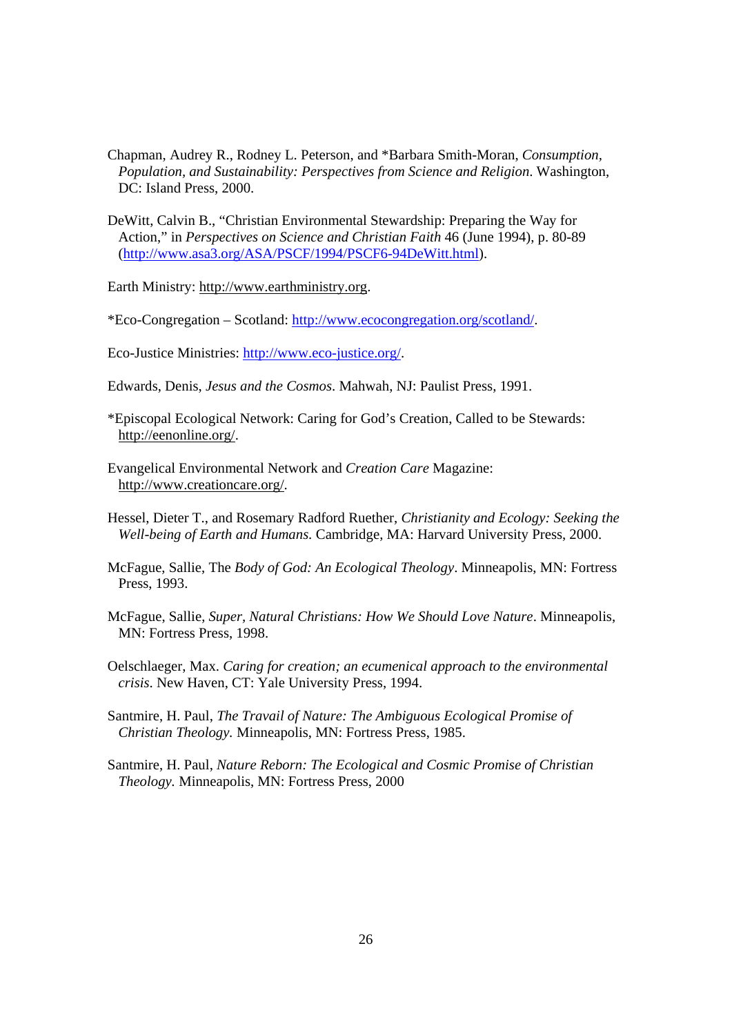Chapman, Audrey R., Rodney L. Peterson, and *Barbara Smith-Moran, *Consumption, Population, and Sustainability: Perspectives from Science and Religion*. Washington, DC: Island Press, 2000.

DeWitt, Calvin B., "Christian Environmental Stewardship: Preparing the Way for Action," in *Perspectives on Science and Christian Faith* 46 (June 1994), p. 80-89 (http://www.asa3.org/ASA/PSCF/1994/PSCF6-94DeWitt.html).

Earth Ministry: http://www.earthministry.org.

*Eco-Congregation – Scotland: http://www.ecocongregation.org/scotland/.

Eco-Justice Ministries: http://www.eco-justice.org/.

Edwards, Denis, *Jesus and the Cosmos*. Mahwah, NJ: Paulist Press, 1991.

*Episcopal Ecological Network: Caring for God's Creation, Called to be Stewards: http://eenonline.org/.

Evangelical Environmental Network and *Creation Care* Magazine: http://www.creationcare.org/.

Hessel, Dieter T., and Rosemary Radford Ruether, *Christianity and Ecology: Seeking the Well-being of Earth and Humans.* Cambridge, MA: Harvard University Press, 2000.

McFague, Sallie, The *Body of God: An Ecological Theology*. Minneapolis, MN: Fortress Press, 1993.

McFague, Sallie, *Super, Natural Christians: How We Should Love Nature*. Minneapolis, MN: Fortress Press, 1998.

Oelschlaeger, Max. *Caring for creation; an ecumenical approach to the environmental crisis*. New Haven, CT: Yale University Press, 1994.

Santmire, H. Paul, *The Travail of Nature: The Ambiguous Ecological Promise of Christian Theology.* Minneapolis, MN: Fortress Press, 1985.

Santmire, H. Paul, *Nature Reborn: The Ecological and Cosmic Promise of Christian Theology.* Minneapolis, MN: Fortress Press, 2000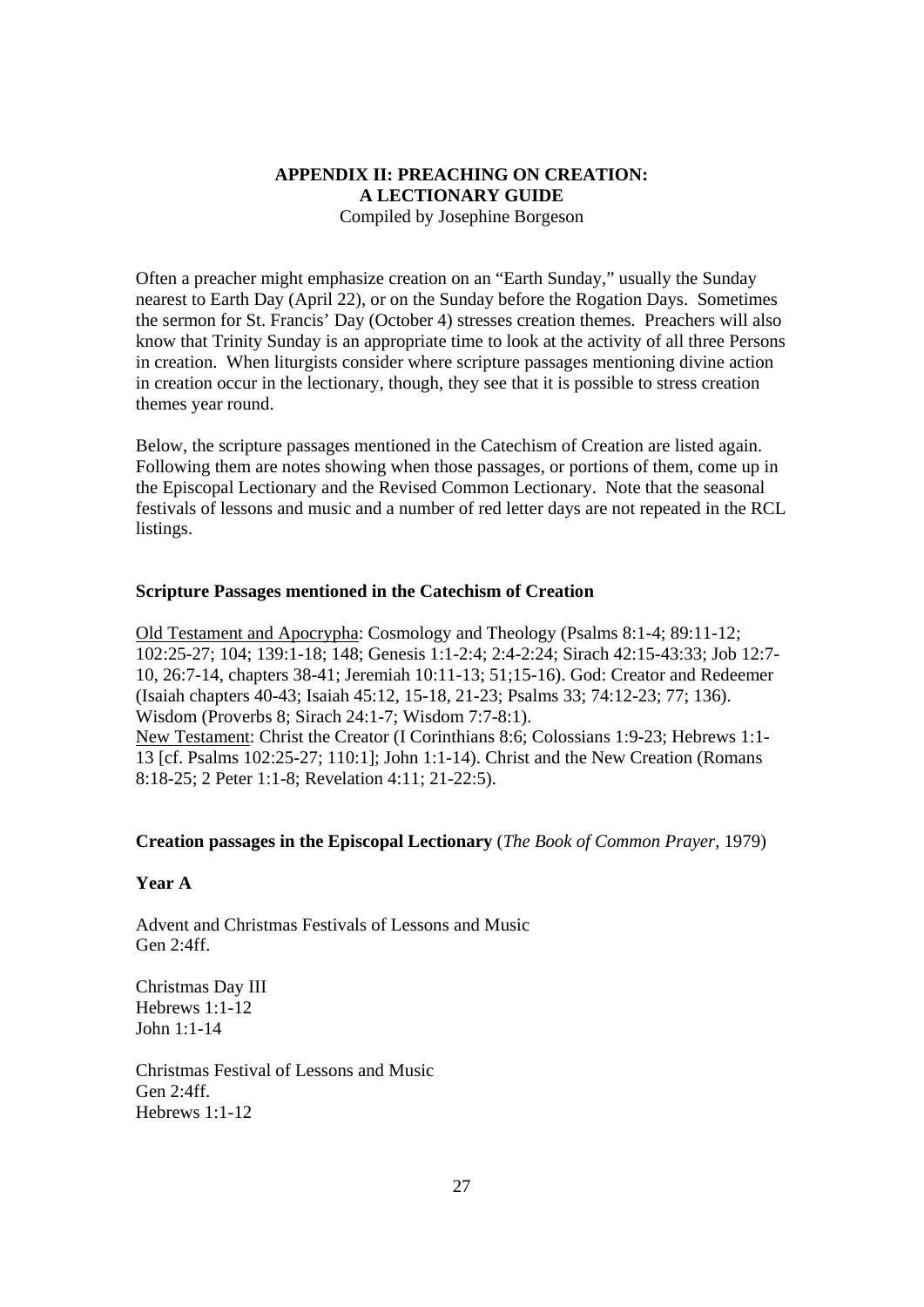# APPENDIX II: PREACHING ON CREATION: A LECTIONARY GUIDE

Compiled by Josephine Borgeson

Often a preacher might emphasize creation on an "Earth Sunday," usually the Sunday nearest to Earth Day (April 22), or on the Sunday before the Rogation Days. Sometimes the sermon for St. Francis' Day (October 4) stresses creation themes. Preachers will also know that Trinity Sunday is an appropriate time to look at the activity of all three Persons in creation. When liturgists consider where scripture passages mentioning divine action in creation occur in the lectionary, though, they see that it is possible to stress creation themes year round.

Below, the scripture passages mentioned in the Catechism of Creation are listed again. Following them are notes showing when those passages, or portions of them, come up in the Episcopal Lectionary and the Revised Common Lectionary. Note that the seasonal festivals of lessons and music and a number of red letter days are not repeated in the RCL listings.

**Scripture Passages mentioned in the Catechism of Creation**

Old Testament and Apocrypha: Cosmology and Theology (Psalms 8:1-4; 89:11-12; 102:25-27; 104; 139:1-18; 148; Genesis 1:1-2:4; 2:4-2:24; Sirach 42:15-43:33; Job 12:7-10, 26:7-14, chapters 38-41; Jeremiah 10:11-13; 51;15-16). God: Creator and Redeemer (Isaiah chapters 40-43; Isaiah 45:12, 15-18, 21-23; Psalms 33; 74:12-23; 77; 136). Wisdom (Proverbs 8; Sirach 24:1-7; Wisdom 7:7-8:1).
New Testament: Christ the Creator (I Corinthians 8:6; Colossians 1:9-23; Hebrews 1:1-13 [cf. Psalms 102:25-27; 110:1]; John 1:1-14). Christ and the New Creation (Romans 8:18-25; 2 Peter 1:1-8; Revelation 4:11; 21-22:5).

**Creation passages in the Episcopal Lectionary** (*The Book of Common Prayer,* 1979)

**Year A**

Advent and Christmas Festivals of Lessons and Music
Gen 2:4ff.

Christmas Day III
Hebrews 1:1-12
John 1:1-14

Christmas Festival of Lessons and Music
Gen 2:4ff.
Hebrews 1:1-12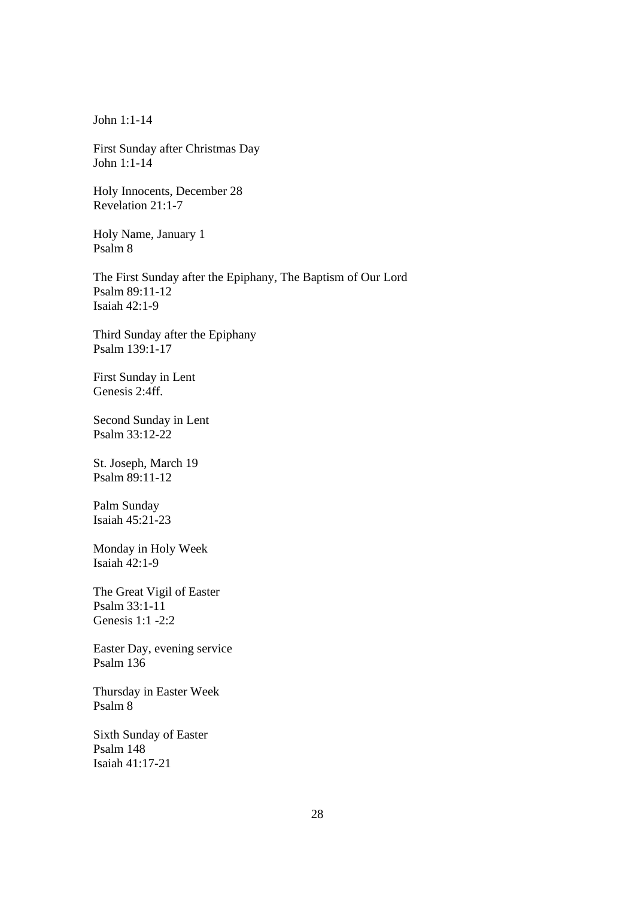John 1:1-14

First Sunday after Christmas Day
John 1:1-14

Holy Innocents, December 28
Revelation 21:1-7

Holy Name, January 1
Psalm 8

The First Sunday after the Epiphany, The Baptism of Our Lord
Psalm 89:11-12
Isaiah 42:1-9

Third Sunday after the Epiphany
Psalm 139:1-17

First Sunday in Lent
Genesis 2:4ff.

Second Sunday in Lent
Psalm 33:12-22

St. Joseph, March 19
Psalm 89:11-12

Palm Sunday
Isaiah 45:21-23

Monday in Holy Week
Isaiah 42:1-9

The Great Vigil of Easter
Psalm 33:1-11
Genesis 1:1 -2:2

Easter Day, evening service
Psalm 136

Thursday in Easter Week
Psalm 8

Sixth Sunday of Easter
Psalm 148
Isaiah 41:17-21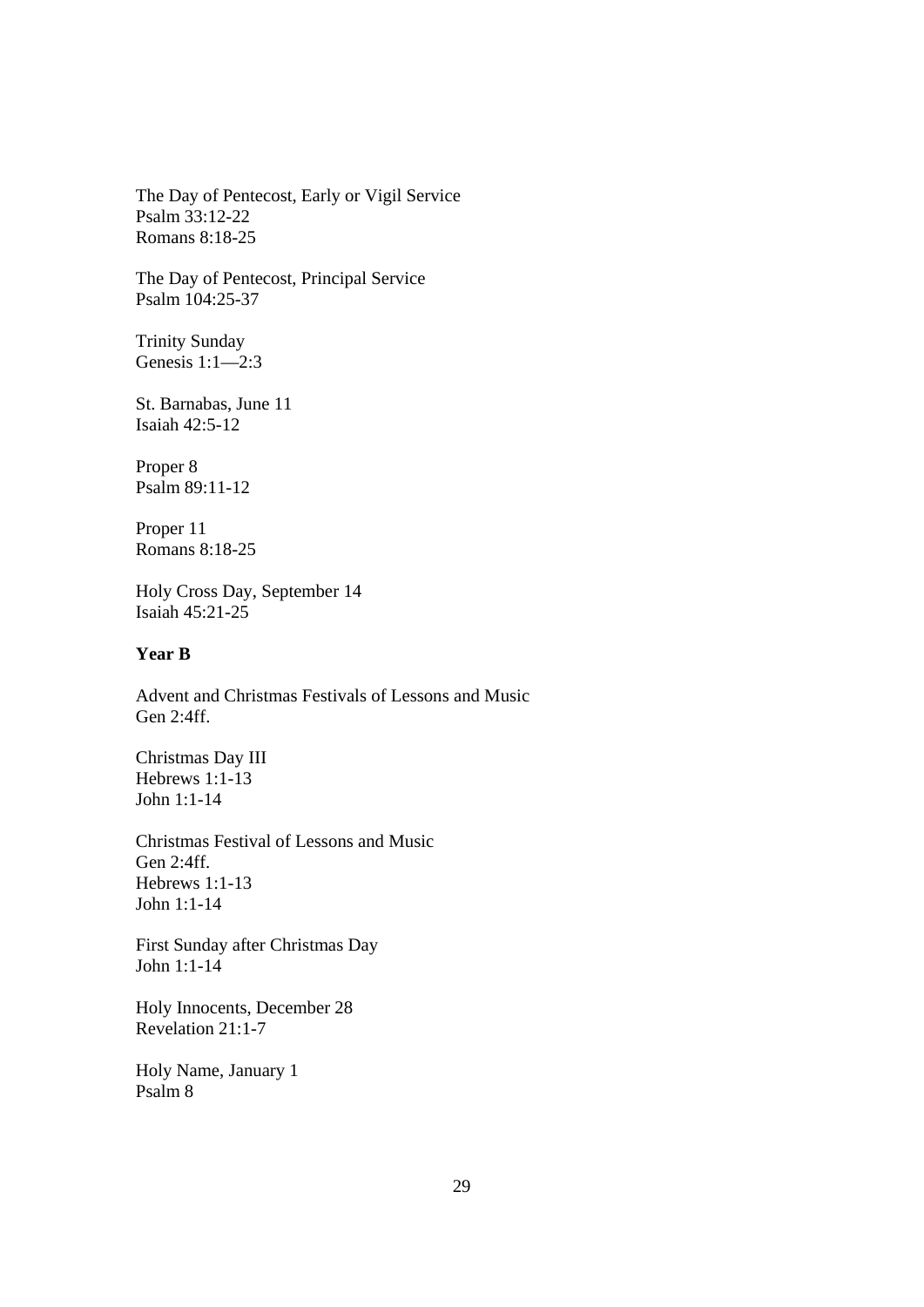The Day of Pentecost, Early or Vigil Service
Psalm 33:12-22
Romans 8:18-25

The Day of Pentecost, Principal Service
Psalm 104:25-37

Trinity Sunday
Genesis 1:1—2:3

St. Barnabas, June 11
Isaiah 42:5-12

Proper 8
Psalm 89:11-12

Proper 11
Romans 8:18-25

Holy Cross Day, September 14
Isaiah 45:21-25

**Year B**

Advent and Christmas Festivals of Lessons and Music
Gen 2:4ff.

Christmas Day III
Hebrews 1:1-13
John 1:1-14

Christmas Festival of Lessons and Music
Gen 2:4ff.
Hebrews 1:1-13
John 1:1-14

First Sunday after Christmas Day
John 1:1-14

Holy Innocents, December 28
Revelation 21:1-7

Holy Name, January 1
Psalm 8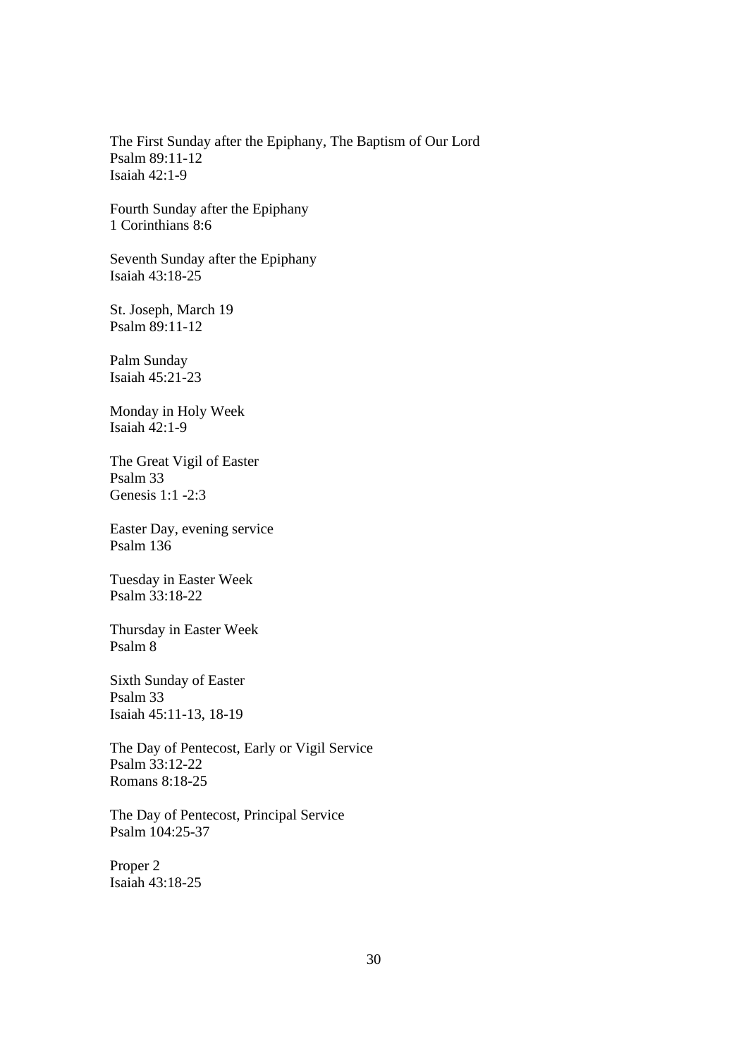The First Sunday after the Epiphany, The Baptism of Our Lord
Psalm 89:11-12
Isaiah 42:1-9

Fourth Sunday after the Epiphany
1 Corinthians 8:6

Seventh Sunday after the Epiphany
Isaiah 43:18-25

St. Joseph, March 19
Psalm 89:11-12

Palm Sunday
Isaiah 45:21-23

Monday in Holy Week
Isaiah 42:1-9

The Great Vigil of Easter
Psalm 33
Genesis 1:1 -2:3

Easter Day, evening service
Psalm 136

Tuesday in Easter Week
Psalm 33:18-22

Thursday in Easter Week
Psalm 8

Sixth Sunday of Easter
Psalm 33
Isaiah 45:11-13, 18-19

The Day of Pentecost, Early or Vigil Service
Psalm 33:12-22
Romans 8:18-25

The Day of Pentecost, Principal Service
Psalm 104:25-37

Proper 2
Isaiah 43:18-25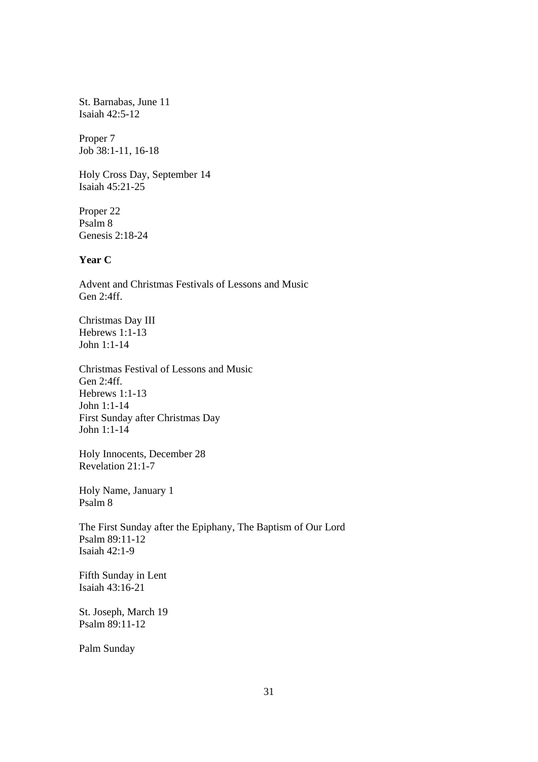St. Barnabas, June 11
Isaiah 42:5-12

Proper 7
Job 38:1-11, 16-18

Holy Cross Day, September 14
Isaiah 45:21-25

Proper 22
Psalm 8
Genesis 2:18-24

**Year C**

Advent and Christmas Festivals of Lessons and Music
Gen 2:4ff.

Christmas Day III
Hebrews 1:1-13
John 1:1-14

Christmas Festival of Lessons and Music
Gen 2:4ff.
Hebrews 1:1-13
John 1:1-14
First Sunday after Christmas Day
John 1:1-14

Holy Innocents, December 28
Revelation 21:1-7

Holy Name, January 1
Psalm 8

The First Sunday after the Epiphany, The Baptism of Our Lord
Psalm 89:11-12
Isaiah 42:1-9

Fifth Sunday in Lent
Isaiah 43:16-21

St. Joseph, March 19
Psalm 89:11-12

Palm Sunday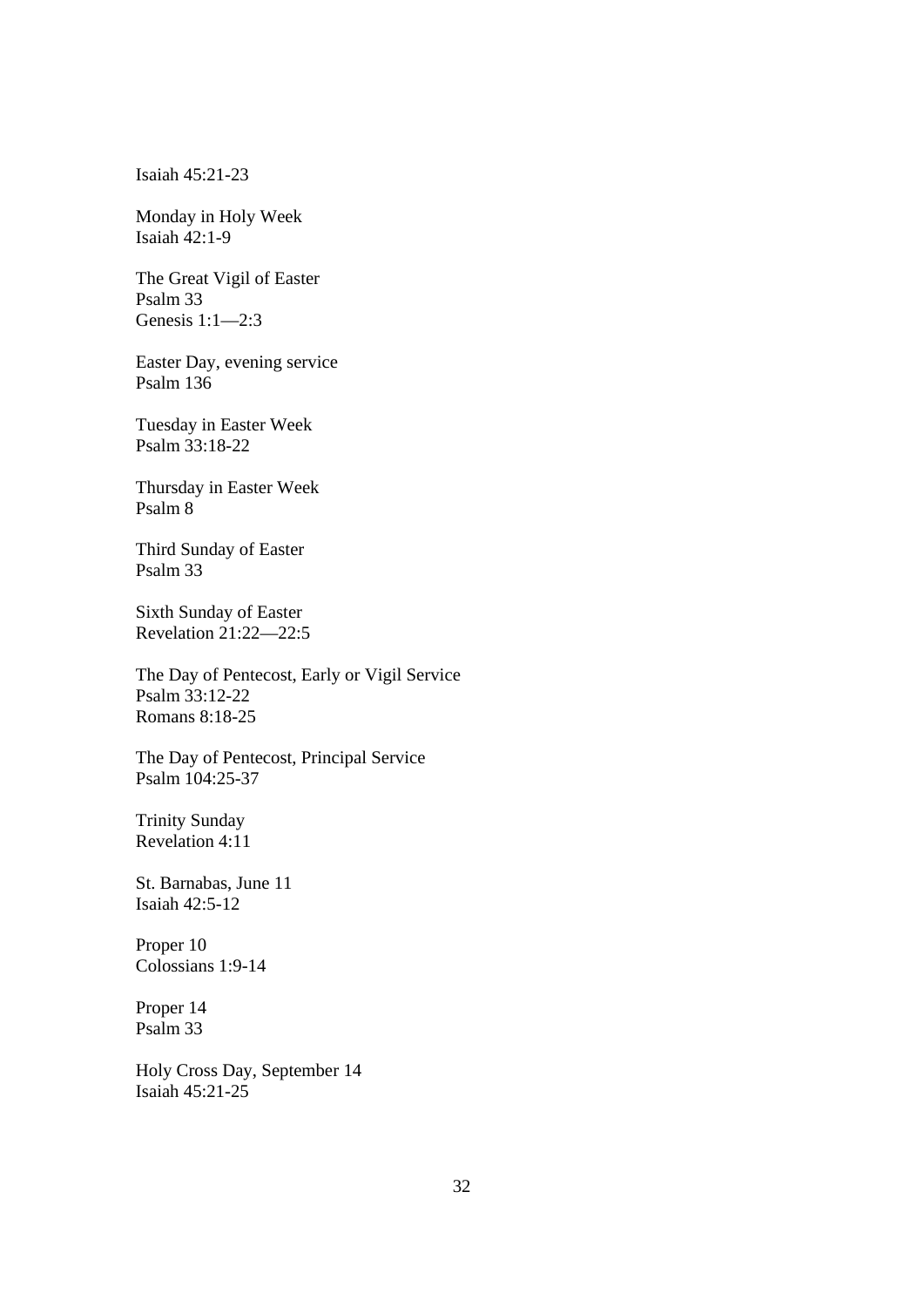Isaiah 45:21-23

Monday in Holy Week
Isaiah 42:1-9

The Great Vigil of Easter
Psalm 33
Genesis 1:1—2:3

Easter Day, evening service
Psalm 136

Tuesday in Easter Week
Psalm 33:18-22

Thursday in Easter Week
Psalm 8

Third Sunday of Easter
Psalm 33

Sixth Sunday of Easter
Revelation 21:22—22:5

The Day of Pentecost, Early or Vigil Service
Psalm 33:12-22
Romans 8:18-25

The Day of Pentecost, Principal Service
Psalm 104:25-37

Trinity Sunday
Revelation 4:11

St. Barnabas, June 11
Isaiah 42:5-12

Proper 10
Colossians 1:9-14

Proper 14
Psalm 33

Holy Cross Day, September 14
Isaiah 45:21-25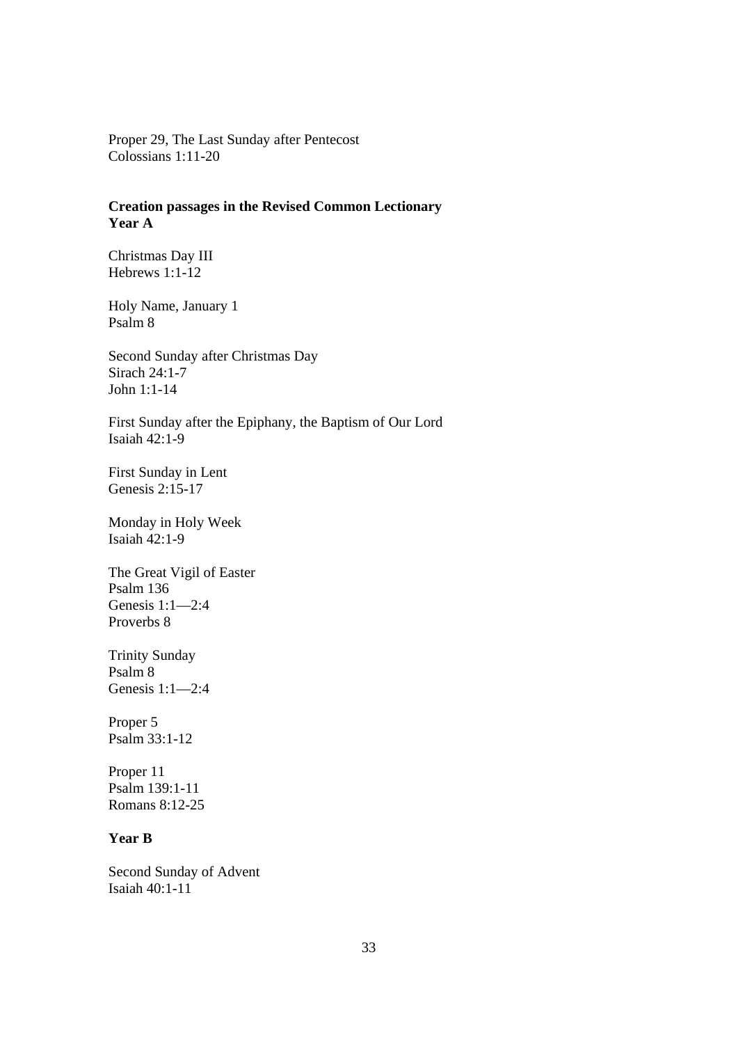Proper 29, The Last Sunday after Pentecost
Colossians 1:11-20

**Creation passages in the Revised Common Lectionary**
**Year A**

Christmas Day III
Hebrews 1:1-12

Holy Name, January 1
Psalm 8

Second Sunday after Christmas Day
Sirach 24:1-7
John 1:1-14

First Sunday after the Epiphany, the Baptism of Our Lord
Isaiah 42:1-9

First Sunday in Lent
Genesis 2:15-17

Monday in Holy Week
Isaiah 42:1-9

The Great Vigil of Easter
Psalm 136
Genesis 1:1—2:4
Proverbs 8

Trinity Sunday
Psalm 8
Genesis 1:1—2:4

Proper 5
Psalm 33:1-12

Proper 11
Psalm 139:1-11
Romans 8:12-25

**Year B**

Second Sunday of Advent
Isaiah 40:1-11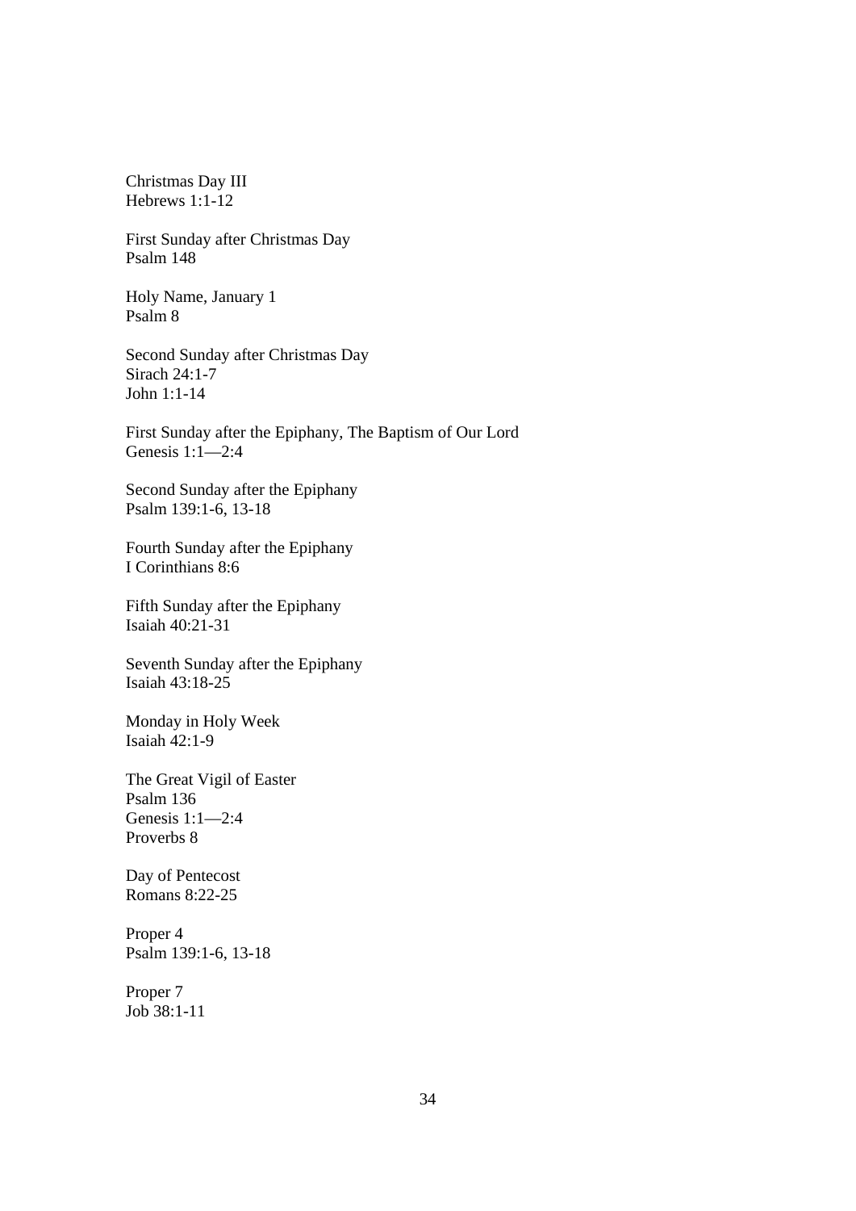Christmas Day III
Hebrews 1:1-12

First Sunday after Christmas Day
Psalm 148

Holy Name, January 1
Psalm 8

Second Sunday after Christmas Day
Sirach 24:1-7
John 1:1-14

First Sunday after the Epiphany, The Baptism of Our Lord
Genesis 1:1—2:4

Second Sunday after the Epiphany
Psalm 139:1-6, 13-18

Fourth Sunday after the Epiphany
I Corinthians 8:6

Fifth Sunday after the Epiphany
Isaiah 40:21-31

Seventh Sunday after the Epiphany
Isaiah 43:18-25

Monday in Holy Week
Isaiah 42:1-9

The Great Vigil of Easter
Psalm 136
Genesis 1:1—2:4
Proverbs 8

Day of Pentecost
Romans 8:22-25

Proper 4
Psalm 139:1-6, 13-18

Proper 7
Job 38:1-11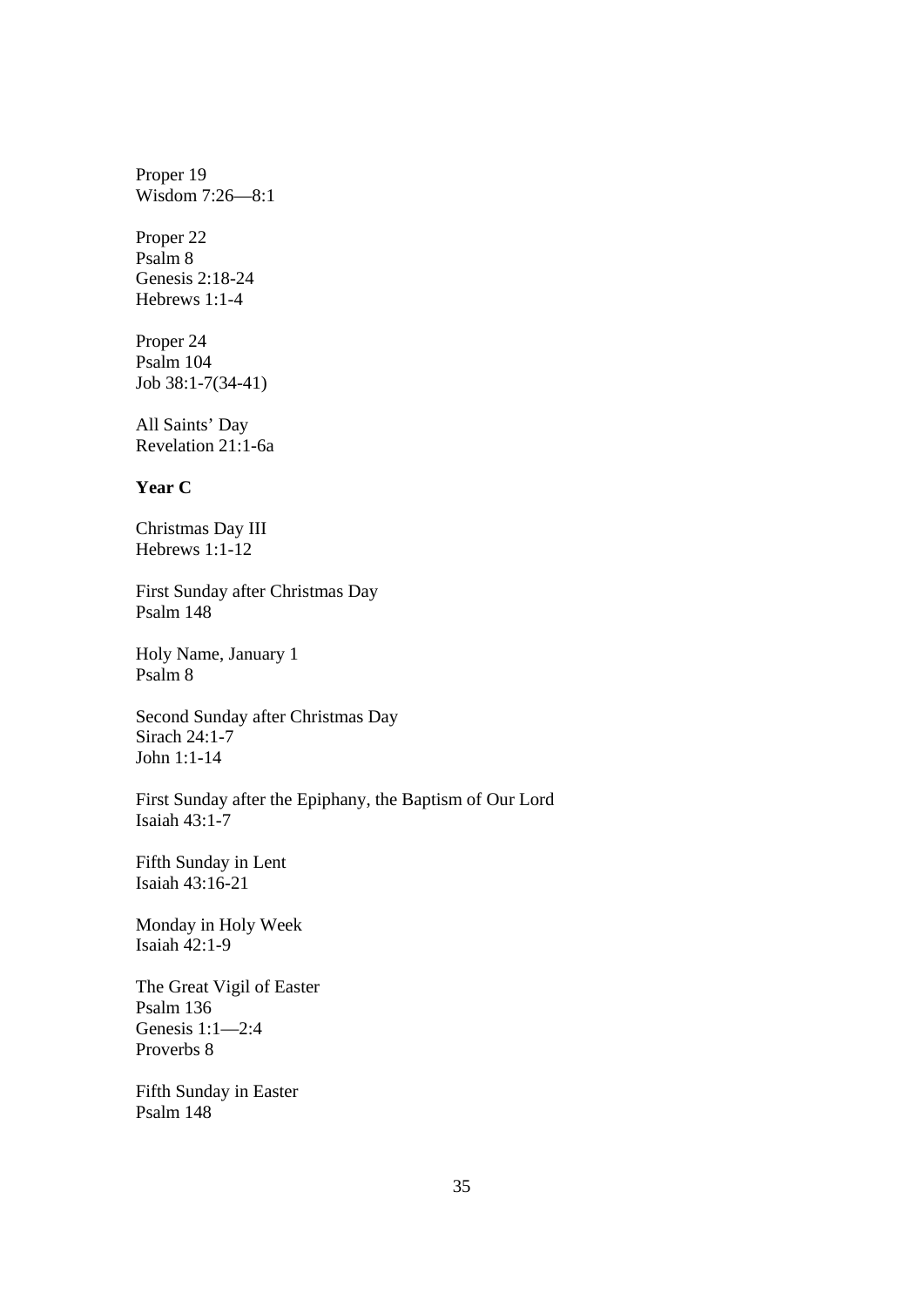Proper 19
Wisdom 7:26—8:1

Proper 22
Psalm 8
Genesis 2:18-24
Hebrews 1:1-4

Proper 24
Psalm 104
Job 38:1-7(34-41)

All Saints' Day
Revelation 21:1-6a

**Year C**

Christmas Day III
Hebrews 1:1-12

First Sunday after Christmas Day
Psalm 148

Holy Name, January 1
Psalm 8

Second Sunday after Christmas Day
Sirach 24:1-7
John 1:1-14

First Sunday after the Epiphany, the Baptism of Our Lord
Isaiah 43:1-7

Fifth Sunday in Lent
Isaiah 43:16-21

Monday in Holy Week
Isaiah 42:1-9

The Great Vigil of Easter
Psalm 136
Genesis 1:1—2:4
Proverbs 8

Fifth Sunday in Easter
Psalm 148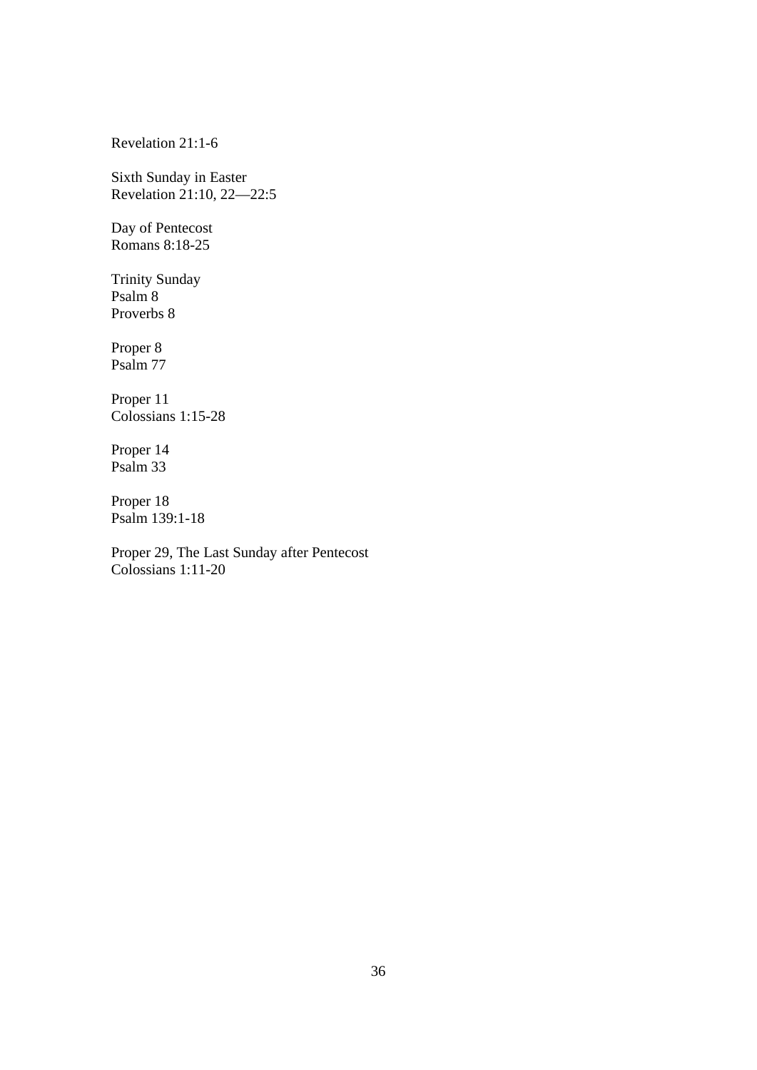Revelation 21:1-6

Sixth Sunday in Easter
Revelation 21:10, 22—22:5

Day of Pentecost
Romans 8:18-25

Trinity Sunday
Psalm 8
Proverbs 8

Proper 8
Psalm 77

Proper 11
Colossians 1:15-28

Proper 14
Psalm 33

Proper 18
Psalm 139:1-18

Proper 29, The Last Sunday after Pentecost
Colossians 1:11-20